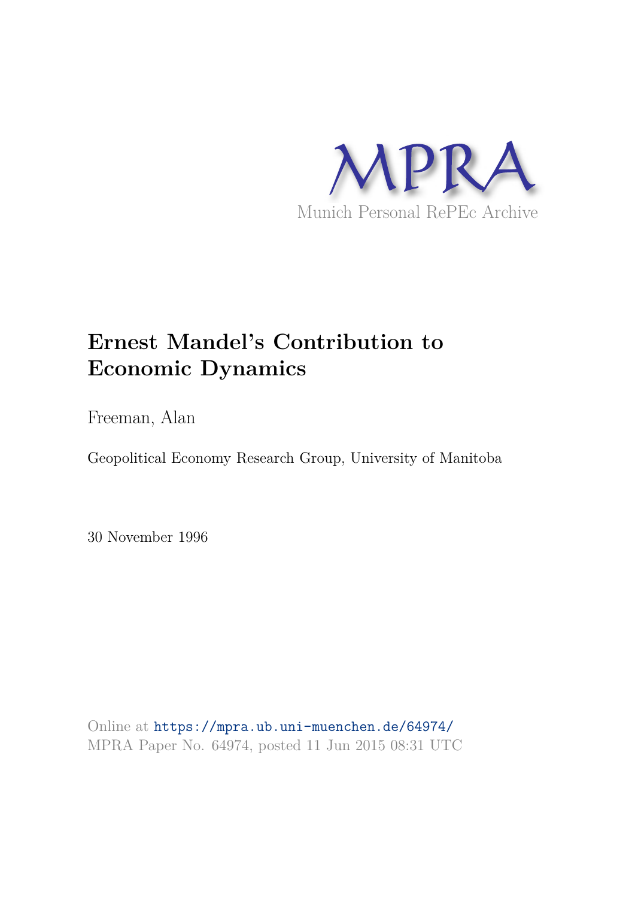MPRA

Munich Personal RePEc Archive

# Ernest Mandel's Contribution to Economic Dynamics

Freeman, Alan

Geopolitical Economy Research Group, University of Manitoba

30 November 1996

Online at https://mpra.ub.uni-muenchen.de/64974/
MPRA Paper No. 64974, posted 11 Jun 2015 08:31 UTC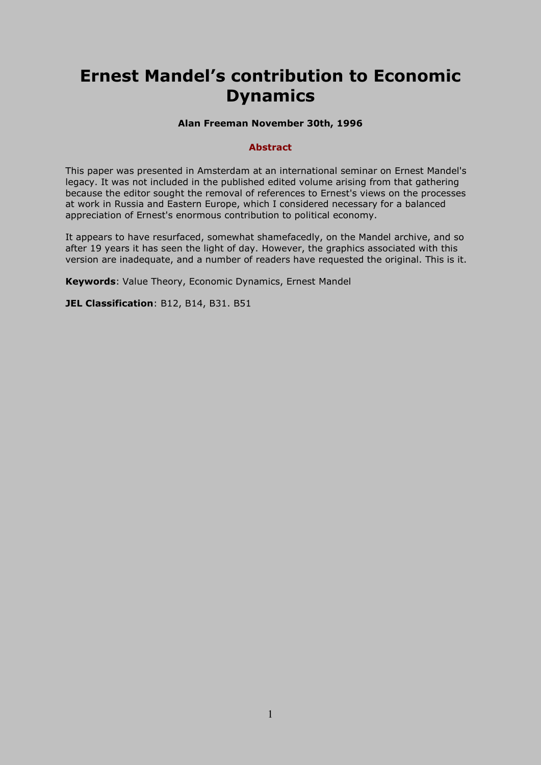# Ernest Mandel's contribution to Economic Dynamics

**Alan Freeman November 30th, 1996**

**Abstract**

This paper was presented in Amsterdam at an international seminar on Ernest Mandel's legacy. It was not included in the published edited volume arising from that gathering because the editor sought the removal of references to Ernest's views on the processes at work in Russia and Eastern Europe, which I considered necessary for a balanced appreciation of Ernest's enormous contribution to political economy.

It appears to have resurfaced, somewhat shamefacedly, on the Mandel archive, and so after 19 years it has seen the light of day. However, the graphics associated with this version are inadequate, and a number of readers have requested the original. This is it.

**Keywords**: Value Theory, Economic Dynamics, Ernest Mandel

**JEL Classification**: B12, B14, B31. B51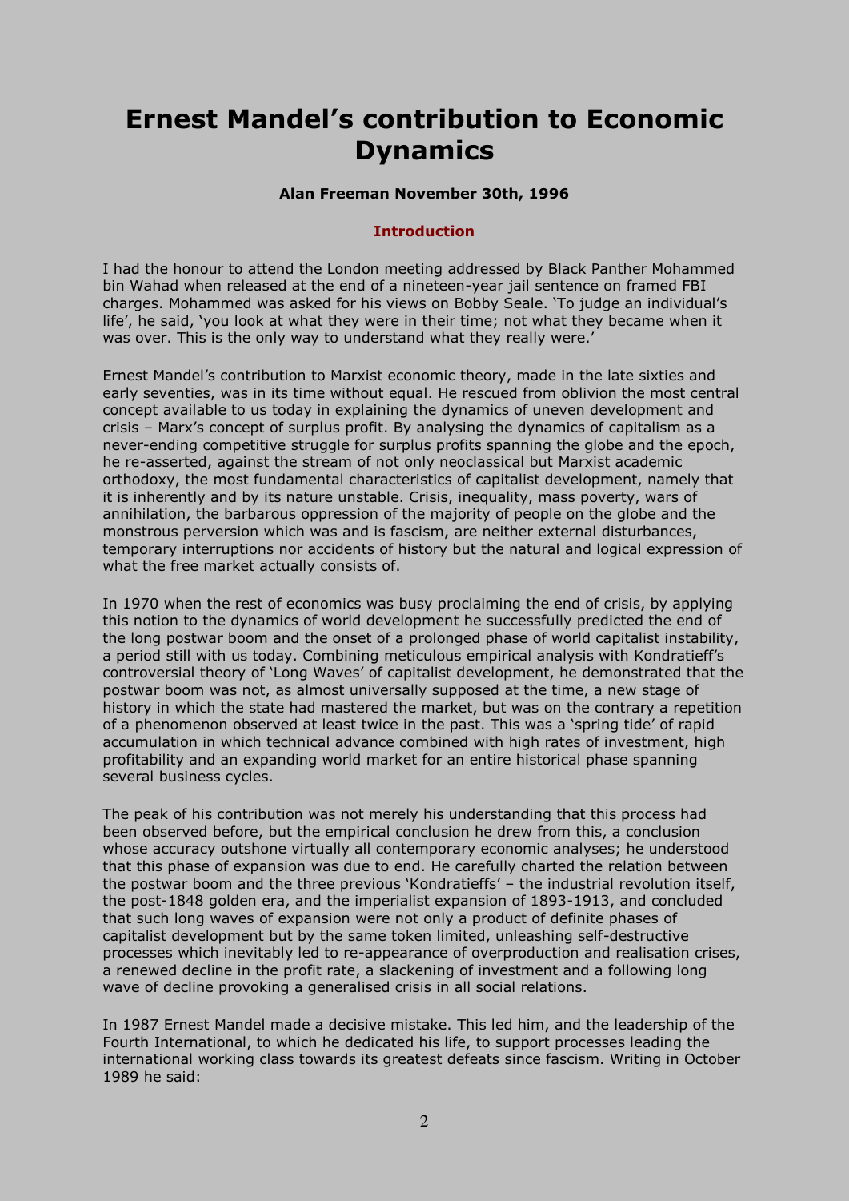# Ernest Mandel's contribution to Economic Dynamics

**Alan Freeman November 30th, 1996**

### Introduction

I had the honour to attend the London meeting addressed by Black Panther Mohammed bin Wahad when released at the end of a nineteen-year jail sentence on framed FBI charges. Mohammed was asked for his views on Bobby Seale. 'To judge an individual's life', he said, 'you look at what they were in their time; not what they became when it was over. This is the only way to understand what they really were.'

Ernest Mandel's contribution to Marxist economic theory, made in the late sixties and early seventies, was in its time without equal. He rescued from oblivion the most central concept available to us today in explaining the dynamics of uneven development and crisis – Marx's concept of surplus profit. By analysing the dynamics of capitalism as a never-ending competitive struggle for surplus profits spanning the globe and the epoch, he re-asserted, against the stream of not only neoclassical but Marxist academic orthodoxy, the most fundamental characteristics of capitalist development, namely that it is inherently and by its nature unstable. Crisis, inequality, mass poverty, wars of annihilation, the barbarous oppression of the majority of people on the globe and the monstrous perversion which was and is fascism, are neither external disturbances, temporary interruptions nor accidents of history but the natural and logical expression of what the free market actually consists of.

In 1970 when the rest of economics was busy proclaiming the end of crisis, by applying this notion to the dynamics of world development he successfully predicted the end of the long postwar boom and the onset of a prolonged phase of world capitalist instability, a period still with us today. Combining meticulous empirical analysis with Kondratieff's controversial theory of 'Long Waves' of capitalist development, he demonstrated that the postwar boom was not, as almost universally supposed at the time, a new stage of history in which the state had mastered the market, but was on the contrary a repetition of a phenomenon observed at least twice in the past. This was a 'spring tide' of rapid accumulation in which technical advance combined with high rates of investment, high profitability and an expanding world market for an entire historical phase spanning several business cycles.

The peak of his contribution was not merely his understanding that this process had been observed before, but the empirical conclusion he drew from this, a conclusion whose accuracy outshone virtually all contemporary economic analyses; he understood that this phase of expansion was due to end. He carefully charted the relation between the postwar boom and the three previous 'Kondratieffs' – the industrial revolution itself, the post-1848 golden era, and the imperialist expansion of 1893-1913, and concluded that such long waves of expansion were not only a product of definite phases of capitalist development but by the same token limited, unleashing self-destructive processes which inevitably led to re-appearance of overproduction and realisation crises, a renewed decline in the profit rate, a slackening of investment and a following long wave of decline provoking a generalised crisis in all social relations.

In 1987 Ernest Mandel made a decisive mistake. This led him, and the leadership of the Fourth International, to which he dedicated his life, to support processes leading the international working class towards its greatest defeats since fascism. Writing in October 1989 he said: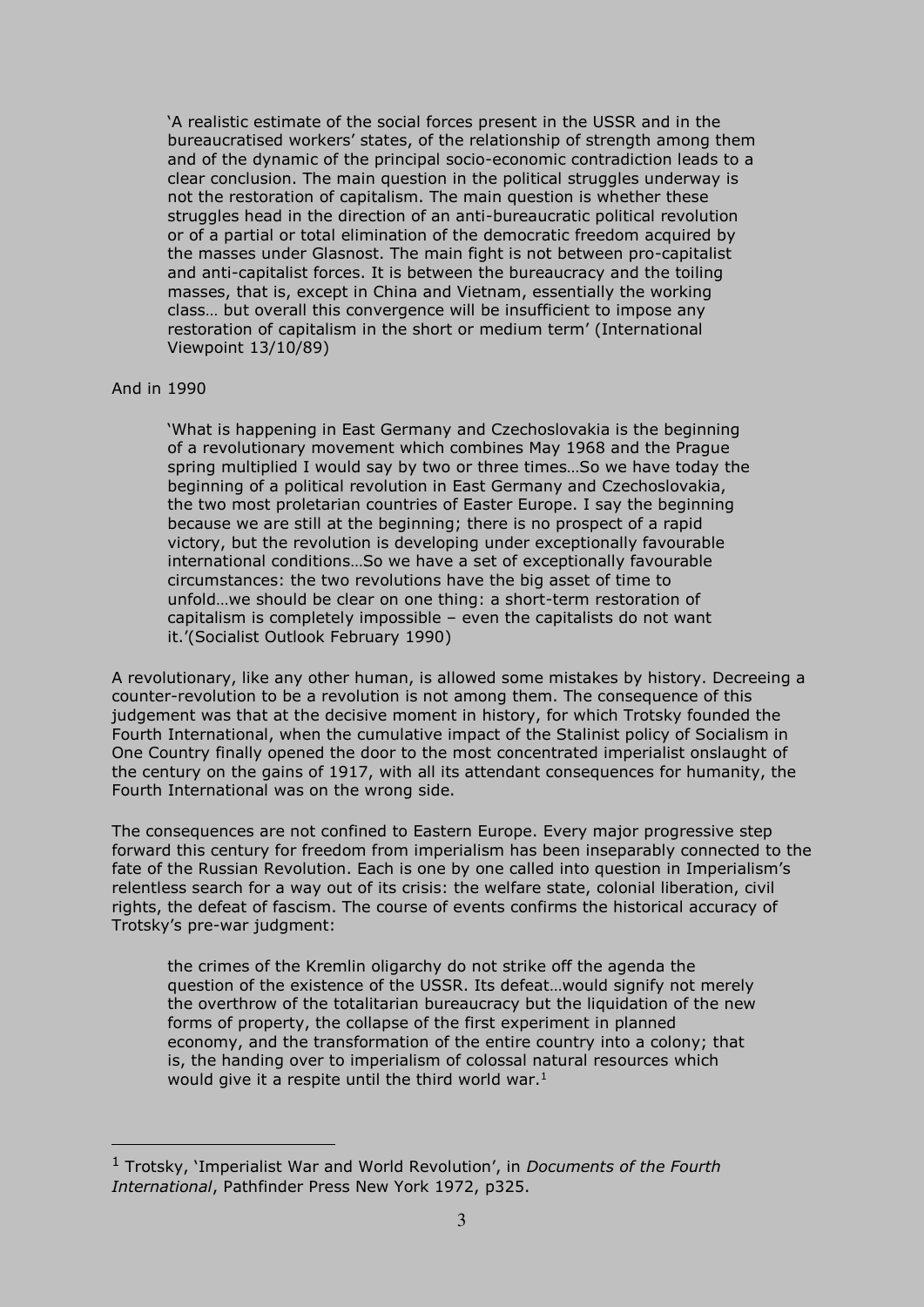> 'A realistic estimate of the social forces present in the USSR and in the bureaucratised workers' states, of the relationship of strength among them and of the dynamic of the principal socio-economic contradiction leads to a clear conclusion. The main question in the political struggles underway is not the restoration of capitalism. The main question is whether these struggles head in the direction of an anti-bureaucratic political revolution or of a partial or total elimination of the democratic freedom acquired by the masses under Glasnost. The main fight is not between pro-capitalist and anti-capitalist forces. It is between the bureaucracy and the toiling masses, that is, except in China and Vietnam, essentially the working class… but overall this convergence will be insufficient to impose any restoration of capitalism in the short or medium term' (International Viewpoint 13/10/89)

And in 1990

> 'What is happening in East Germany and Czechoslovakia is the beginning of a revolutionary movement which combines May 1968 and the Prague spring multiplied I would say by two or three times…So we have today the beginning of a political revolution in East Germany and Czechoslovakia, the two most proletarian countries of Easter Europe. I say the beginning because we are still at the beginning; there is no prospect of a rapid victory, but the revolution is developing under exceptionally favourable international conditions…So we have a set of exceptionally favourable circumstances: the two revolutions have the big asset of time to unfold…we should be clear on one thing: a short-term restoration of capitalism is completely impossible – even the capitalists do not want it.'(Socialist Outlook February 1990)

A revolutionary, like any other human, is allowed some mistakes by history. Decreeing a counter-revolution to be a revolution is not among them. The consequence of this judgement was that at the decisive moment in history, for which Trotsky founded the Fourth International, when the cumulative impact of the Stalinist policy of Socialism in One Country finally opened the door to the most concentrated imperialist onslaught of the century on the gains of 1917, with all its attendant consequences for humanity, the Fourth International was on the wrong side.

The consequences are not confined to Eastern Europe. Every major progressive step forward this century for freedom from imperialism has been inseparably connected to the fate of the Russian Revolution. Each is one by one called into question in Imperialism's relentless search for a way out of its crisis: the welfare state, colonial liberation, civil rights, the defeat of fascism. The course of events confirms the historical accuracy of Trotsky's pre-war judgment:

> the crimes of the Kremlin oligarchy do not strike off the agenda the question of the existence of the USSR. Its defeat…would signify not merely the overthrow of the totalitarian bureaucracy but the liquidation of the new forms of property, the collapse of the first experiment in planned economy, and the transformation of the entire country into a colony; that is, the handing over to imperialism of colossal natural resources which would give it a respite until the third world war.[1]

---

[1] Trotsky, 'Imperialist War and World Revolution', in *Documents of the Fourth International*, Pathfinder Press New York 1972, p325.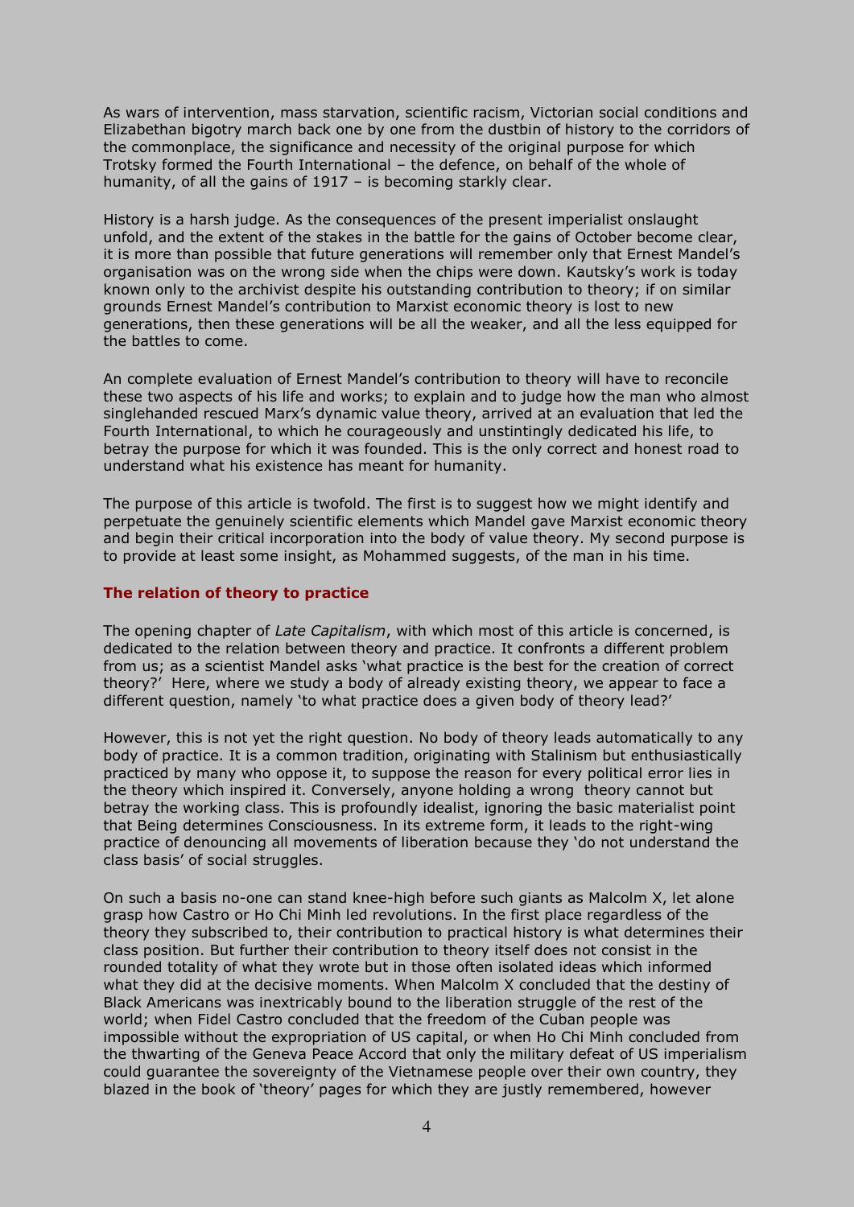As wars of intervention, mass starvation, scientific racism, Victorian social conditions and Elizabethan bigotry march back one by one from the dustbin of history to the corridors of the commonplace, the significance and necessity of the original purpose for which Trotsky formed the Fourth International – the defence, on behalf of the whole of humanity, of all the gains of 1917 – is becoming starkly clear.

History is a harsh judge. As the consequences of the present imperialist onslaught unfold, and the extent of the stakes in the battle for the gains of October become clear, it is more than possible that future generations will remember only that Ernest Mandel's organisation was on the wrong side when the chips were down. Kautsky's work is today known only to the archivist despite his outstanding contribution to theory; if on similar grounds Ernest Mandel's contribution to Marxist economic theory is lost to new generations, then these generations will be all the weaker, and all the less equipped for the battles to come.

An complete evaluation of Ernest Mandel's contribution to theory will have to reconcile these two aspects of his life and works; to explain and to judge how the man who almost singlehanded rescued Marx's dynamic value theory, arrived at an evaluation that led the Fourth International, to which he courageously and unstintingly dedicated his life, to betray the purpose for which it was founded. This is the only correct and honest road to understand what his existence has meant for humanity.

The purpose of this article is twofold. The first is to suggest how we might identify and perpetuate the genuinely scientific elements which Mandel gave Marxist economic theory and begin their critical incorporation into the body of value theory. My second purpose is to provide at least some insight, as Mohammed suggests, of the man in his time.

### The relation of theory to practice

The opening chapter of *Late Capitalism*, with which most of this article is concerned, is dedicated to the relation between theory and practice. It confronts a different problem from us; as a scientist Mandel asks 'what practice is the best for the creation of correct theory?' Here, where we study a body of already existing theory, we appear to face a different question, namely 'to what practice does a given body of theory lead?'

However, this is not yet the right question. No body of theory leads automatically to any body of practice. It is a common tradition, originating with Stalinism but enthusiastically practiced by many who oppose it, to suppose the reason for every political error lies in the theory which inspired it. Conversely, anyone holding a wrong theory cannot but betray the working class. This is profoundly idealist, ignoring the basic materialist point that Being determines Consciousness. In its extreme form, it leads to the right-wing practice of denouncing all movements of liberation because they 'do not understand the class basis' of social struggles.

On such a basis no-one can stand knee-high before such giants as Malcolm X, let alone grasp how Castro or Ho Chi Minh led revolutions. In the first place regardless of the theory they subscribed to, their contribution to practical history is what determines their class position. But further their contribution to theory itself does not consist in the rounded totality of what they wrote but in those often isolated ideas which informed what they did at the decisive moments. When Malcolm X concluded that the destiny of Black Americans was inextricably bound to the liberation struggle of the rest of the world; when Fidel Castro concluded that the freedom of the Cuban people was impossible without the expropriation of US capital, or when Ho Chi Minh concluded from the thwarting of the Geneva Peace Accord that only the military defeat of US imperialism could guarantee the sovereignty of the Vietnamese people over their own country, they blazed in the book of 'theory' pages for which they are justly remembered, however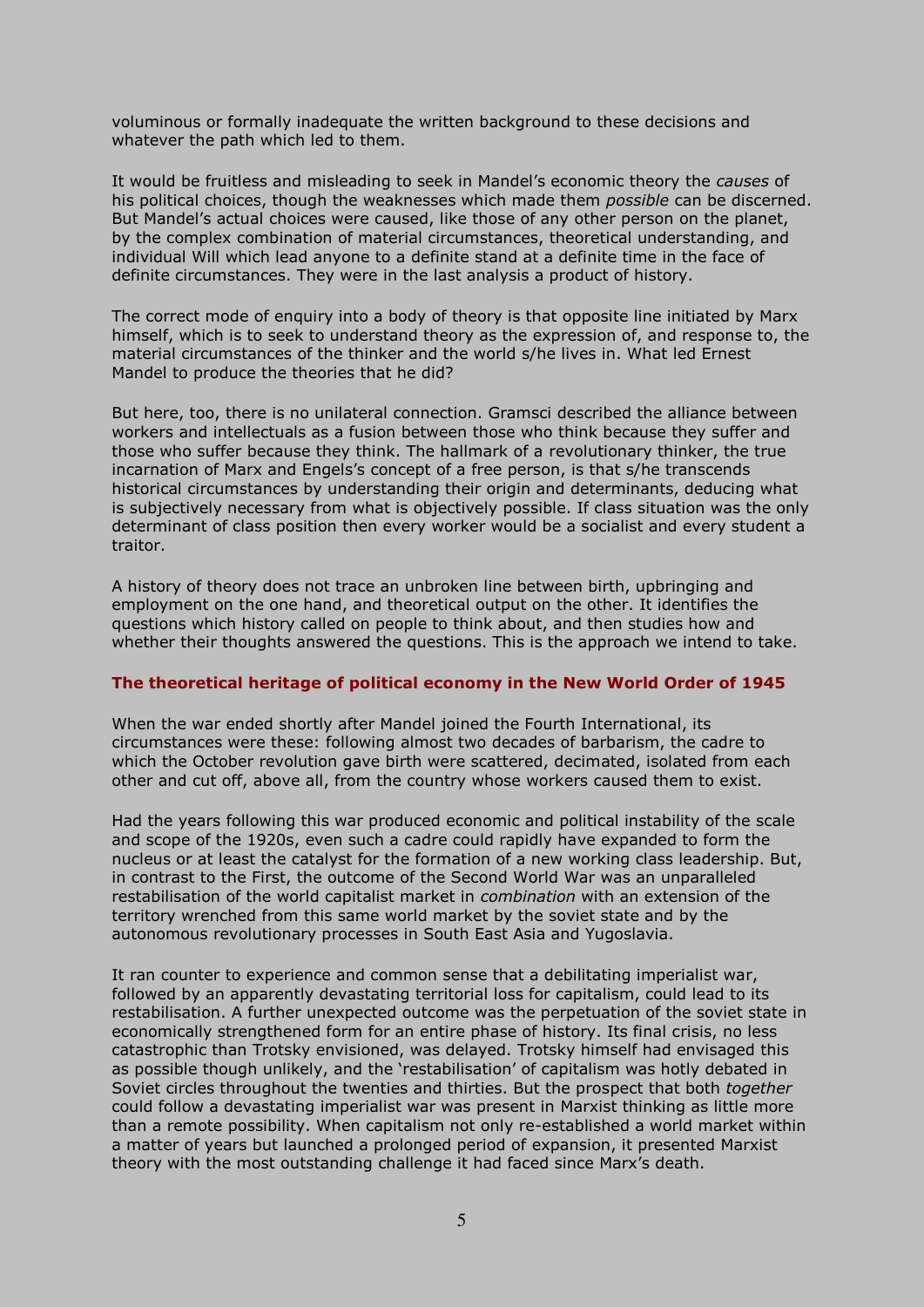voluminous or formally inadequate the written background to these decisions and whatever the path which led to them.

It would be fruitless and misleading to seek in Mandel's economic theory the *causes* of his political choices, though the weaknesses which made them *possible* can be discerned. But Mandel's actual choices were caused, like those of any other person on the planet, by the complex combination of material circumstances, theoretical understanding, and individual Will which lead anyone to a definite stand at a definite time in the face of definite circumstances. They were in the last analysis a product of history.

The correct mode of enquiry into a body of theory is that opposite line initiated by Marx himself, which is to seek to understand theory as the expression of, and response to, the material circumstances of the thinker and the world s/he lives in. What led Ernest Mandel to produce the theories that he did?

But here, too, there is no unilateral connection. Gramsci described the alliance between workers and intellectuals as a fusion between those who think because they suffer and those who suffer because they think. The hallmark of a revolutionary thinker, the true incarnation of Marx and Engels's concept of a free person, is that s/he transcends historical circumstances by understanding their origin and determinants, deducing what is subjectively necessary from what is objectively possible. If class situation was the only determinant of class position then every worker would be a socialist and every student a traitor.

A history of theory does not trace an unbroken line between birth, upbringing and employment on the one hand, and theoretical output on the other. It identifies the questions which history called on people to think about, and then studies how and whether their thoughts answered the questions. This is the approach we intend to take.

## The theoretical heritage of political economy in the New World Order of 1945

When the war ended shortly after Mandel joined the Fourth International, its circumstances were these: following almost two decades of barbarism, the cadre to which the October revolution gave birth were scattered, decimated, isolated from each other and cut off, above all, from the country whose workers caused them to exist.

Had the years following this war produced economic and political instability of the scale and scope of the 1920s, even such a cadre could rapidly have expanded to form the nucleus or at least the catalyst for the formation of a new working class leadership. But, in contrast to the First, the outcome of the Second World War was an unparalleled restabilisation of the world capitalist market in *combination* with an extension of the territory wrenched from this same world market by the soviet state and by the autonomous revolutionary processes in South East Asia and Yugoslavia.

It ran counter to experience and common sense that a debilitating imperialist war, followed by an apparently devastating territorial loss for capitalism, could lead to its restabilisation. A further unexpected outcome was the perpetuation of the soviet state in economically strengthened form for an entire phase of history. Its final crisis, no less catastrophic than Trotsky envisioned, was delayed. Trotsky himself had envisaged this as possible though unlikely, and the 'restabilisation' of capitalism was hotly debated in Soviet circles throughout the twenties and thirties. But the prospect that both *together* could follow a devastating imperialist war was present in Marxist thinking as little more than a remote possibility. When capitalism not only re-established a world market within a matter of years but launched a prolonged period of expansion, it presented Marxist theory with the most outstanding challenge it had faced since Marx's death.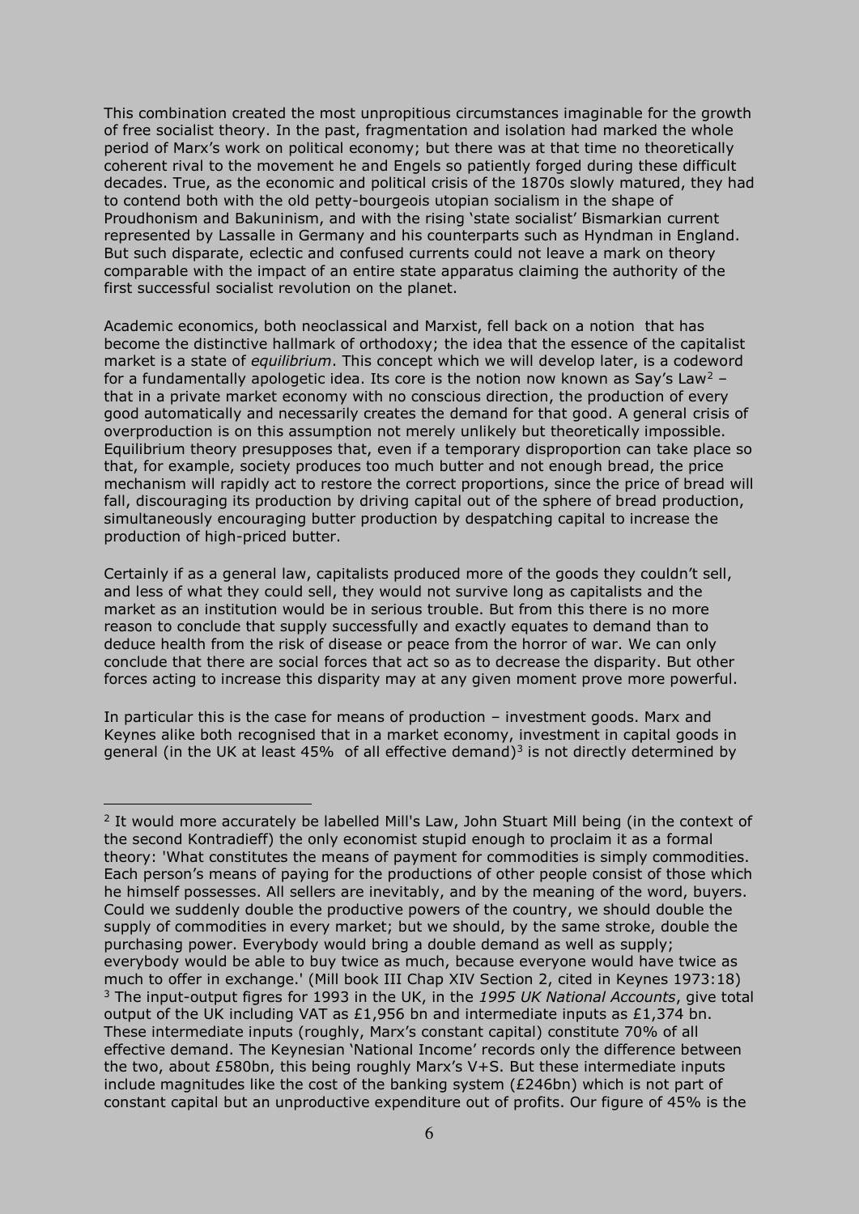This combination created the most unpropitious circumstances imaginable for the growth of free socialist theory. In the past, fragmentation and isolation had marked the whole period of Marx's work on political economy; but there was at that time no theoretically coherent rival to the movement he and Engels so patiently forged during these difficult decades. True, as the economic and political crisis of the 1870s slowly matured, they had to contend both with the old petty-bourgeois utopian socialism in the shape of Proudhonism and Bakuninism, and with the rising 'state socialist' Bismarkian current represented by Lassalle in Germany and his counterparts such as Hyndman in England. But such disparate, eclectic and confused currents could not leave a mark on theory comparable with the impact of an entire state apparatus claiming the authority of the first successful socialist revolution on the planet.

Academic economics, both neoclassical and Marxist, fell back on a notion that has become the distinctive hallmark of orthodoxy; the idea that the essence of the capitalist market is a state of *equilibrium*. This concept which we will develop later, is a codeword for a fundamentally apologetic idea. Its core is the notion now known as Say's Law[2] – that in a private market economy with no conscious direction, the production of every good automatically and necessarily creates the demand for that good. A general crisis of overproduction is on this assumption not merely unlikely but theoretically impossible. Equilibrium theory presupposes that, even if a temporary disproportion can take place so that, for example, society produces too much butter and not enough bread, the price mechanism will rapidly act to restore the correct proportions, since the price of bread will fall, discouraging its production by driving capital out of the sphere of bread production, simultaneously encouraging butter production by despatching capital to increase the production of high-priced butter.

Certainly if as a general law, capitalists produced more of the goods they couldn't sell, and less of what they could sell, they would not survive long as capitalists and the market as an institution would be in serious trouble. But from this there is no more reason to conclude that supply successfully and exactly equates to demand than to deduce health from the risk of disease or peace from the horror of war. We can only conclude that there are social forces that act so as to decrease the disparity. But other forces acting to increase this disparity may at any given moment prove more powerful.

In particular this is the case for means of production – investment goods. Marx and Keynes alike both recognised that in a market economy, investment in capital goods in general (in the UK at least 45% of all effective demand)[3] is not directly determined by

---

[2] It would more accurately be labelled Mill's Law, John Stuart Mill being (in the context of the second Kontradieff) the only economist stupid enough to proclaim it as a formal theory: 'What constitutes the means of payment for commodities is simply commodities. Each person's means of paying for the productions of other people consist of those which he himself possesses. All sellers are inevitably, and by the meaning of the word, buyers. Could we suddenly double the productive powers of the country, we should double the supply of commodities in every market; but we should, by the same stroke, double the purchasing power. Everybody would bring a double demand as well as supply; everybody would be able to buy twice as much, because everyone would have twice as much to offer in exchange.' (Mill book III Chap XIV Section 2, cited in Keynes 1973:18)

[3] The input-output figres for 1993 in the UK, in the *1995 UK National Accounts*, give total output of the UK including VAT as £1,956 bn and intermediate inputs as £1,374 bn. These intermediate inputs (roughly, Marx's constant capital) constitute 70% of all effective demand. The Keynesian 'National Income' records only the difference between the two, about £580bn, this being roughly Marx's V+S. But these intermediate inputs include magnitudes like the cost of the banking system (£246bn) which is not part of constant capital but an unproductive expenditure out of profits. Our figure of 45% is the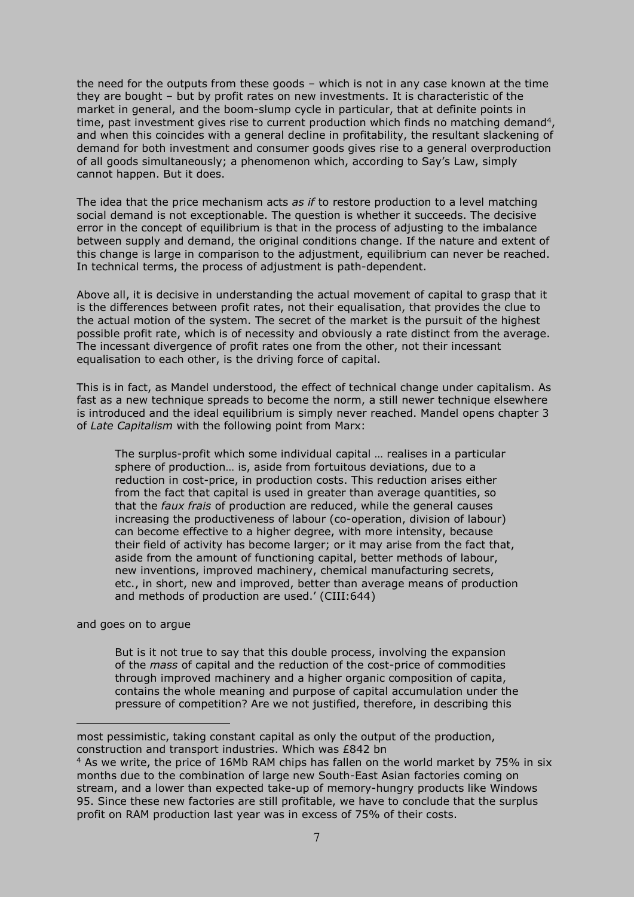the need for the outputs from these goods – which is not in any case known at the time they are bought – but by profit rates on new investments. It is characteristic of the market in general, and the boom-slump cycle in particular, that at definite points in time, past investment gives rise to current production which finds no matching demand[4], and when this coincides with a general decline in profitability, the resultant slackening of demand for both investment and consumer goods gives rise to a general overproduction of all goods simultaneously; a phenomenon which, according to Say's Law, simply cannot happen. But it does.

The idea that the price mechanism acts *as if* to restore production to a level matching social demand is not exceptionable. The question is whether it succeeds. The decisive error in the concept of equilibrium is that in the process of adjusting to the imbalance between supply and demand, the original conditions change. If the nature and extent of this change is large in comparison to the adjustment, equilibrium can never be reached. In technical terms, the process of adjustment is path-dependent.

Above all, it is decisive in understanding the actual movement of capital to grasp that it is the differences between profit rates, not their equalisation, that provides the clue to the actual motion of the system. The secret of the market is the pursuit of the highest possible profit rate, which is of necessity and obviously a rate distinct from the average. The incessant divergence of profit rates one from the other, not their incessant equalisation to each other, is the driving force of capital.

This is in fact, as Mandel understood, the effect of technical change under capitalism. As fast as a new technique spreads to become the norm, a still newer technique elsewhere is introduced and the ideal equilibrium is simply never reached. Mandel opens chapter 3 of *Late Capitalism* with the following point from Marx:

> The surplus-profit which some individual capital … realises in a particular sphere of production… is, aside from fortuitous deviations, due to a reduction in cost-price, in production costs. This reduction arises either from the fact that capital is used in greater than average quantities, so that the *faux frais* of production are reduced, while the general causes increasing the productiveness of labour (co-operation, division of labour) can become effective to a higher degree, with more intensity, because their field of activity has become larger; or it may arise from the fact that, aside from the amount of functioning capital, better methods of labour, new inventions, improved machinery, chemical manufacturing secrets, etc., in short, new and improved, better than average means of production and methods of production are used.' (CIII:644)

and goes on to argue

> But is it not true to say that this double process, involving the expansion of the *mass* of capital and the reduction of the cost-price of commodities through improved machinery and a higher organic composition of capita, contains the whole meaning and purpose of capital accumulation under the pressure of competition? Are we not justified, therefore, in describing this

---

most pessimistic, taking constant capital as only the output of the production, construction and transport industries. Which was £842 bn

[4] As we write, the price of 16Mb RAM chips has fallen on the world market by 75% in six months due to the combination of large new South-East Asian factories coming on stream, and a lower than expected take-up of memory-hungry products like Windows 95. Since these new factories are still profitable, we have to conclude that the surplus profit on RAM production last year was in excess of 75% of their costs.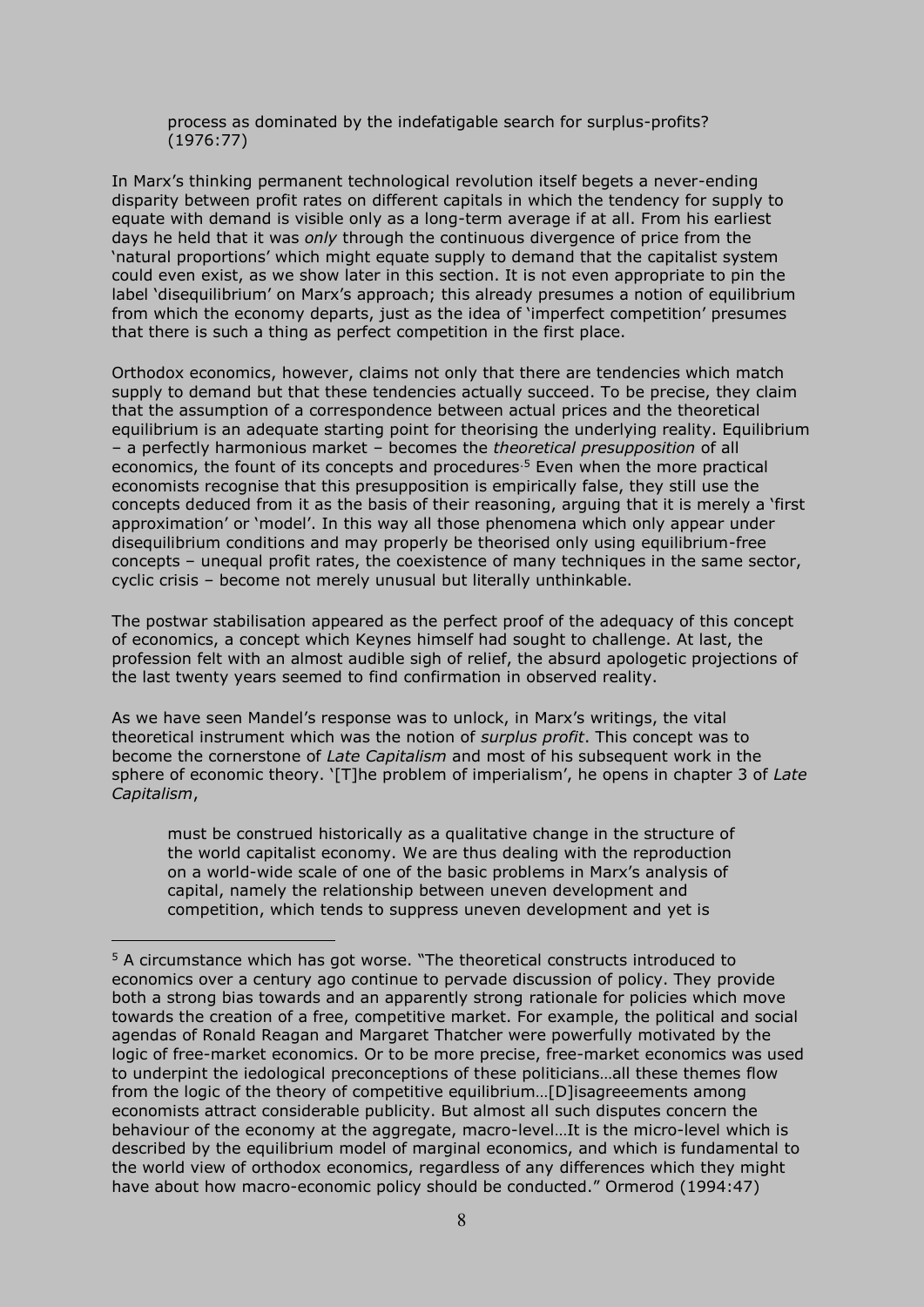> process as dominated by the indefatigable search for surplus-profits? (1976:77)

In Marx's thinking permanent technological revolution itself begets a never-ending disparity between profit rates on different capitals in which the tendency for supply to equate with demand is visible only as a long-term average if at all. From his earliest days he held that it was *only* through the continuous divergence of price from the 'natural proportions' which might equate supply to demand that the capitalist system could even exist, as we show later in this section. It is not even appropriate to pin the label 'disequilibrium' on Marx's approach; this already presumes a notion of equilibrium from which the economy departs, just as the idea of 'imperfect competition' presumes that there is such a thing as perfect competition in the first place.

Orthodox economics, however, claims not only that there are tendencies which match supply to demand but that these tendencies actually succeed. To be precise, they claim that the assumption of a correspondence between actual prices and the theoretical equilibrium is an adequate starting point for theorising the underlying reality. Equilibrium – a perfectly harmonious market – becomes the *theoretical presupposition* of all economics, the fount of its concepts and procedures.[5] Even when the more practical economists recognise that this presupposition is empirically false, they still use the concepts deduced from it as the basis of their reasoning, arguing that it is merely a 'first approximation' or 'model'. In this way all those phenomena which only appear under disequilibrium conditions and may properly be theorised only using equilibrium-free concepts – unequal profit rates, the coexistence of many techniques in the same sector, cyclic crisis – become not merely unusual but literally unthinkable.

The postwar stabilisation appeared as the perfect proof of the adequacy of this concept of economics, a concept which Keynes himself had sought to challenge. At last, the profession felt with an almost audible sigh of relief, the absurd apologetic projections of the last twenty years seemed to find confirmation in observed reality.

As we have seen Mandel's response was to unlock, in Marx's writings, the vital theoretical instrument which was the notion of *surplus profit*. This concept was to become the cornerstone of *Late Capitalism* and most of his subsequent work in the sphere of economic theory. '[T]he problem of imperialism', he opens in chapter 3 of *Late Capitalism*,

> must be construed historically as a qualitative change in the structure of the world capitalist economy. We are thus dealing with the reproduction on a world-wide scale of one of the basic problems in Marx's analysis of capital, namely the relationship between uneven development and competition, which tends to suppress uneven development and yet is

---

[5] A circumstance which has got worse. "The theoretical constructs introduced to economics over a century ago continue to pervade discussion of policy. They provide both a strong bias towards and an apparently strong rationale for policies which move towards the creation of a free, competitive market. For example, the political and social agendas of Ronald Reagan and Margaret Thatcher were powerfully motivated by the logic of free-market economics. Or to be more precise, free-market economics was used to underpin the iedological preconceptions of these politicians…all these themes flow from the logic of the theory of competitive equilibrium…[D]isagreeements among economists attract considerable publicity. But almost all such disputes concern the behaviour of the economy at the aggregate, macro-level…It is the micro-level which is described by the equilibrium model of marginal economics, and which is fundamental to the world view of orthodox economics, regardless of any differences which they might have about how macro-economic policy should be conducted." Ormerod (1994:47)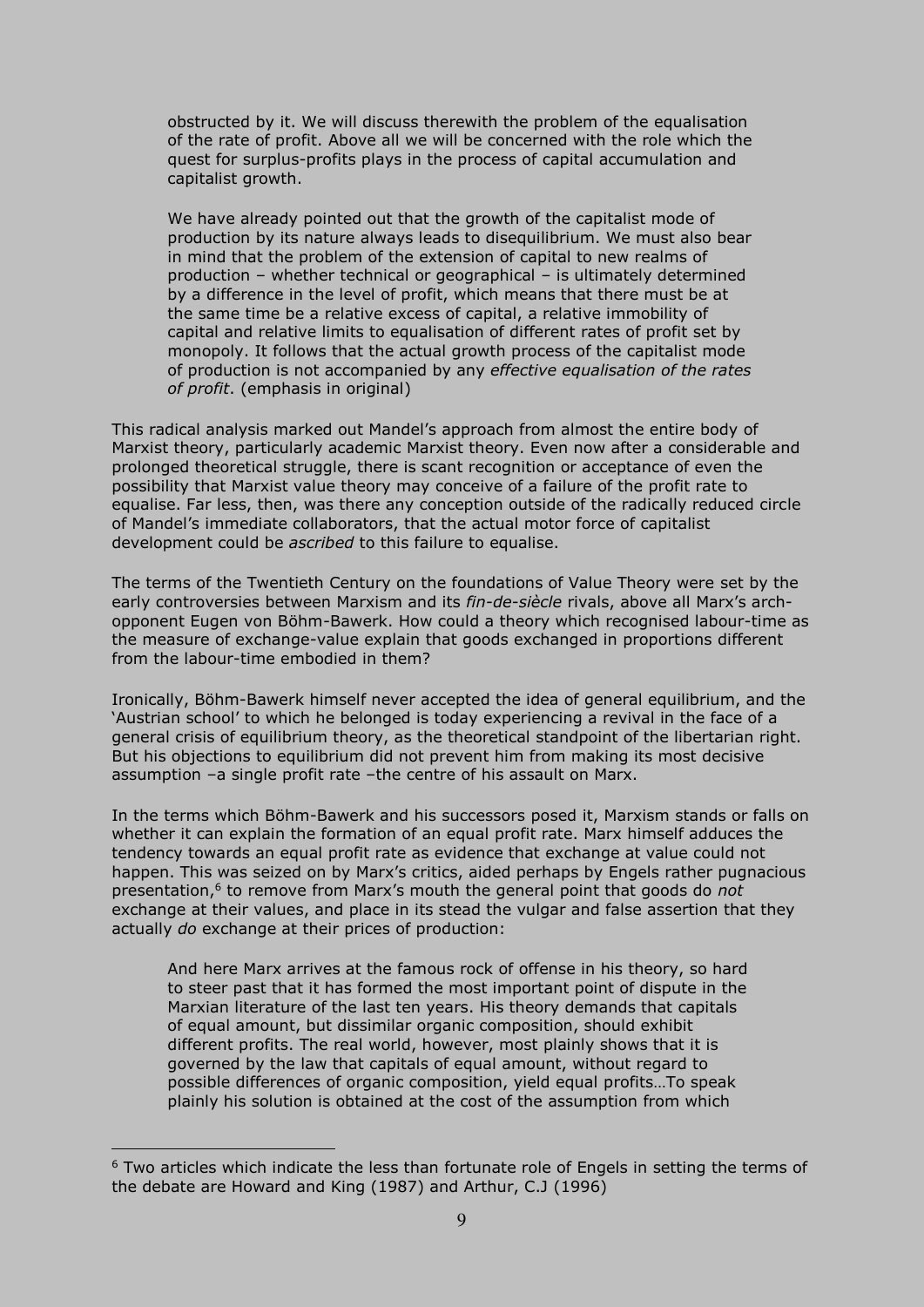> obstructed by it. We will discuss therewith the problem of the equalisation of the rate of profit. Above all we will be concerned with the role which the quest for surplus-profits plays in the process of capital accumulation and capitalist growth.
>
> We have already pointed out that the growth of the capitalist mode of production by its nature always leads to disequilibrium. We must also bear in mind that the problem of the extension of capital to new realms of production – whether technical or geographical – is ultimately determined by a difference in the level of profit, which means that there must be at the same time be a relative excess of capital, a relative immobility of capital and relative limits to equalisation of different rates of profit set by monopoly. It follows that the actual growth process of the capitalist mode of production is not accompanied by any *effective equalisation of the rates of profit*. (emphasis in original)

This radical analysis marked out Mandel's approach from almost the entire body of Marxist theory, particularly academic Marxist theory. Even now after a considerable and prolonged theoretical struggle, there is scant recognition or acceptance of even the possibility that Marxist value theory may conceive of a failure of the profit rate to equalise. Far less, then, was there any conception outside of the radically reduced circle of Mandel's immediate collaborators, that the actual motor force of capitalist development could be *ascribed* to this failure to equalise.

The terms of the Twentieth Century on the foundations of Value Theory were set by the early controversies between Marxism and its *fin-de-siècle* rivals, above all Marx's arch-opponent Eugen von Böhm-Bawerk. How could a theory which recognised labour-time as the measure of exchange-value explain that goods exchanged in proportions different from the labour-time embodied in them?

Ironically, Böhm-Bawerk himself never accepted the idea of general equilibrium, and the 'Austrian school' to which he belonged is today experiencing a revival in the face of a general crisis of equilibrium theory, as the theoretical standpoint of the libertarian right. But his objections to equilibrium did not prevent him from making its most decisive assumption –a single profit rate –the centre of his assault on Marx.

In the terms which Böhm-Bawerk and his successors posed it, Marxism stands or falls on whether it can explain the formation of an equal profit rate. Marx himself adduces the tendency towards an equal profit rate as evidence that exchange at value could not happen. This was seized on by Marx's critics, aided perhaps by Engels rather pugnacious presentation,[6] to remove from Marx's mouth the general point that goods do *not* exchange at their values, and place in its stead the vulgar and false assertion that they actually *do* exchange at their prices of production:

> And here Marx arrives at the famous rock of offense in his theory, so hard to steer past that it has formed the most important point of dispute in the Marxian literature of the last ten years. His theory demands that capitals of equal amount, but dissimilar organic composition, should exhibit different profits. The real world, however, most plainly shows that it is governed by the law that capitals of equal amount, without regard to possible differences of organic composition, yield equal profits…To speak plainly his solution is obtained at the cost of the assumption from which

[6] Two articles which indicate the less than fortunate role of Engels in setting the terms of the debate are Howard and King (1987) and Arthur, C.J (1996)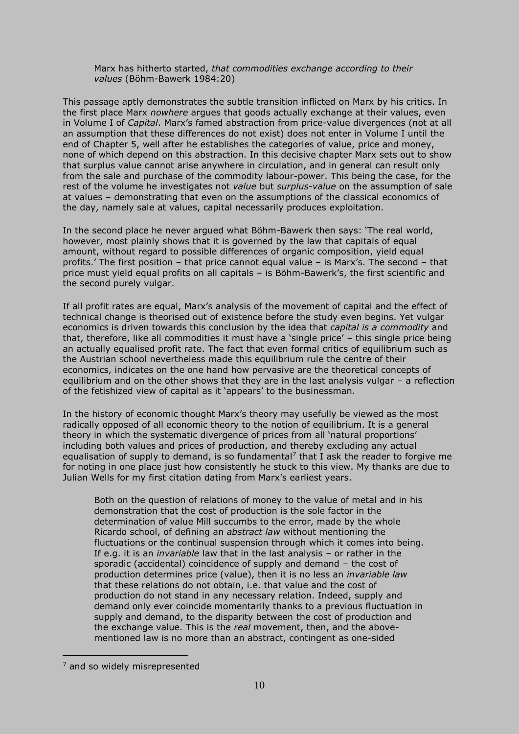> Marx has hitherto started, *that commodities exchange according to their values* (Böhm-Bawerk 1984:20)

This passage aptly demonstrates the subtle transition inflicted on Marx by his critics. In the first place Marx *nowhere* argues that goods actually exchange at their values, even in Volume I of *Capital*. Marx's famed abstraction from price-value divergences (not at all an assumption that these differences do not exist) does not enter in Volume I until the end of Chapter 5, well after he establishes the categories of value, price and money, none of which depend on this abstraction. In this decisive chapter Marx sets out to show that surplus value cannot arise anywhere in circulation, and in general can result only from the sale and purchase of the commodity labour-power. This being the case, for the rest of the volume he investigates not *value* but *surplus-value* on the assumption of sale at values – demonstrating that even on the assumptions of the classical economics of the day, namely sale at values, capital necessarily produces exploitation.

In the second place he never argued what Böhm-Bawerk then says: 'The real world, however, most plainly shows that it is governed by the law that capitals of equal amount, without regard to possible differences of organic composition, yield equal profits.' The first position – that price cannot equal value – is Marx's. The second – that price must yield equal profits on all capitals – is Böhm-Bawerk's, the first scientific and the second purely vulgar.

If all profit rates are equal, Marx's analysis of the movement of capital and the effect of technical change is theorised out of existence before the study even begins. Yet vulgar economics is driven towards this conclusion by the idea that *capital is a commodity* and that, therefore, like all commodities it must have a 'single price' – this single price being an actually equalised profit rate. The fact that even formal critics of equilibrium such as the Austrian school nevertheless made this equilibrium rule the centre of their economics, indicates on the one hand how pervasive are the theoretical concepts of equilibrium and on the other shows that they are in the last analysis vulgar – a reflection of the fetishized view of capital as it 'appears' to the businessman.

In the history of economic thought Marx's theory may usefully be viewed as the most radically opposed of all economic theory to the notion of equilibrium. It is a general theory in which the systematic divergence of prices from all 'natural proportions' including both values and prices of production, and thereby excluding any actual equalisation of supply to demand, is so fundamental[7] that I ask the reader to forgive me for noting in one place just how consistently he stuck to this view. My thanks are due to Julian Wells for my first citation dating from Marx's earliest years.

> Both on the question of relations of money to the value of metal and in his demonstration that the cost of production is the sole factor in the determination of value Mill succumbs to the error, made by the whole Ricardo school, of defining an *abstract law* without mentioning the fluctuations or the continual suspension through which it comes into being. If e.g. it is an *invariable* law that in the last analysis – or rather in the sporadic (accidental) coincidence of supply and demand – the cost of production determines price (value), then it is no less an *invariable law* that these relations do not obtain, i.e. that value and the cost of production do not stand in any necessary relation. Indeed, supply and demand only ever coincide momentarily thanks to a previous fluctuation in supply and demand, to the disparity between the cost of production and the exchange value. This is the *real* movement, then, and the above-mentioned law is no more than an abstract, contingent as one-sided

[7] and so widely misrepresented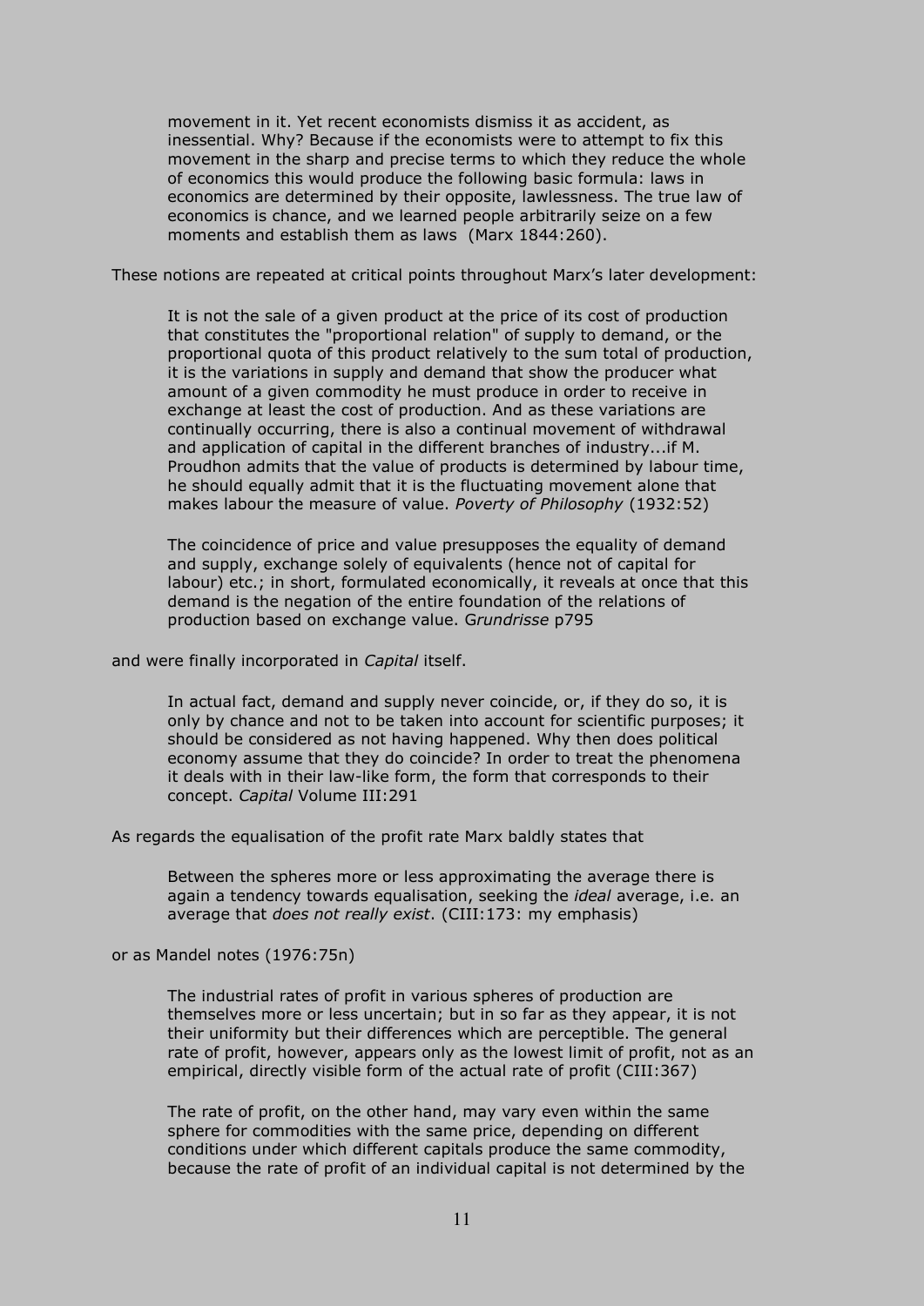> movement in it. Yet recent economists dismiss it as accident, as inessential. Why? Because if the economists were to attempt to fix this movement in the sharp and precise terms to which they reduce the whole of economics this would produce the following basic formula: laws in economics are determined by their opposite, lawlessness. The true law of economics is chance, and we learned people arbitrarily seize on a few moments and establish them as laws (Marx 1844:260).

These notions are repeated at critical points throughout Marx's later development:

> It is not the sale of a given product at the price of its cost of production that constitutes the "proportional relation" of supply to demand, or the proportional quota of this product relatively to the sum total of production, it is the variations in supply and demand that show the producer what amount of a given commodity he must produce in order to receive in exchange at least the cost of production. And as these variations are continually occurring, there is also a continual movement of withdrawal and application of capital in the different branches of industry...if M. Proudhon admits that the value of products is determined by labour time, he should equally admit that it is the fluctuating movement alone that makes labour the measure of value. *Poverty of Philosophy* (1932:52)

> The coincidence of price and value presupposes the equality of demand and supply, exchange solely of equivalents (hence not of capital for labour) etc.; in short, formulated economically, it reveals at once that this demand is the negation of the entire foundation of the relations of production based on exchange value. G*rundrisse* p795

and were finally incorporated in *Capital* itself.

> In actual fact, demand and supply never coincide, or, if they do so, it is only by chance and not to be taken into account for scientific purposes; it should be considered as not having happened. Why then does political economy assume that they do coincide? In order to treat the phenomena it deals with in their law-like form, the form that corresponds to their concept. *Capital* Volume III:291

As regards the equalisation of the profit rate Marx baldly states that

> Between the spheres more or less approximating the average there is again a tendency towards equalisation, seeking the *ideal* average, i.e. an average that *does not really exist*. (CIII:173: my emphasis)

or as Mandel notes (1976:75n)

> The industrial rates of profit in various spheres of production are themselves more or less uncertain; but in so far as they appear, it is not their uniformity but their differences which are perceptible. The general rate of profit, however, appears only as the lowest limit of profit, not as an empirical, directly visible form of the actual rate of profit (CIII:367)

> The rate of profit, on the other hand, may vary even within the same sphere for commodities with the same price, depending on different conditions under which different capitals produce the same commodity, because the rate of profit of an individual capital is not determined by the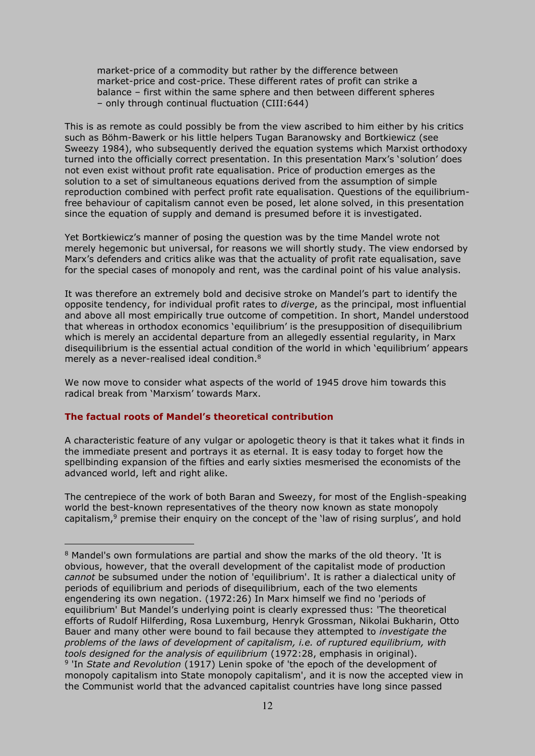market-price of a commodity but rather by the difference between market-price and cost-price. These different rates of profit can strike a balance – first within the same sphere and then between different spheres – only through continual fluctuation (CIII:644)

This is as remote as could possibly be from the view ascribed to him either by his critics such as Böhm-Bawerk or his little helpers Tugan Baranowsky and Bortkiewicz (see Sweezy 1984), who subsequently derived the equation systems which Marxist orthodoxy turned into the officially correct presentation. In this presentation Marx's 'solution' does not even exist without profit rate equalisation. Price of production emerges as the solution to a set of simultaneous equations derived from the assumption of simple reproduction combined with perfect profit rate equalisation. Questions of the equilibrium-free behaviour of capitalism cannot even be posed, let alone solved, in this presentation since the equation of supply and demand is presumed before it is investigated.

Yet Bortkiewicz's manner of posing the question was by the time Mandel wrote not merely hegemonic but universal, for reasons we will shortly study. The view endorsed by Marx's defenders and critics alike was that the actuality of profit rate equalisation, save for the special cases of monopoly and rent, was the cardinal point of his value analysis.

It was therefore an extremely bold and decisive stroke on Mandel's part to identify the opposite tendency, for individual profit rates to *diverge*, as the principal, most influential and above all most empirically true outcome of competition. In short, Mandel understood that whereas in orthodox economics 'equilibrium' is the presupposition of disequilibrium which is merely an accidental departure from an allegedly essential regularity, in Marx disequilibrium is the essential actual condition of the world in which 'equilibrium' appears merely as a never-realised ideal condition.[8]

We now move to consider what aspects of the world of 1945 drove him towards this radical break from 'Marxism' towards Marx.

### The factual roots of Mandel's theoretical contribution

A characteristic feature of any vulgar or apologetic theory is that it takes what it finds in the immediate present and portrays it as eternal. It is easy today to forget how the spellbinding expansion of the fifties and early sixties mesmerised the economists of the advanced world, left and right alike.

The centrepiece of the work of both Baran and Sweezy, for most of the English-speaking world the best-known representatives of the theory now known as state monopoly capitalism,[9] premise their enquiry on the concept of the 'law of rising surplus', and hold

---

[8] Mandel's own formulations are partial and show the marks of the old theory. 'It is obvious, however, that the overall development of the capitalist mode of production *cannot* be subsumed under the notion of 'equilibrium'. It is rather a dialectical unity of periods of equilibrium and periods of disequilibrium, each of the two elements engendering its own negation. (1972:26) In Marx himself we find no 'periods of equilibrium' But Mandel's underlying point is clearly expressed thus: 'The theoretical efforts of Rudolf Hilferding, Rosa Luxemburg, Henryk Grossman, Nikolai Bukharin, Otto Bauer and many other were bound to fail because they attempted to *investigate the problems of the laws of development of capitalism, i.e. of ruptured equilibrium, with tools designed for the analysis of equilibrium* (1972:28, emphasis in original).

[9] 'In *State and Revolution* (1917) Lenin spoke of 'the epoch of the development of monopoly capitalism into State monopoly capitalism', and it is now the accepted view in the Communist world that the advanced capitalist countries have long since passed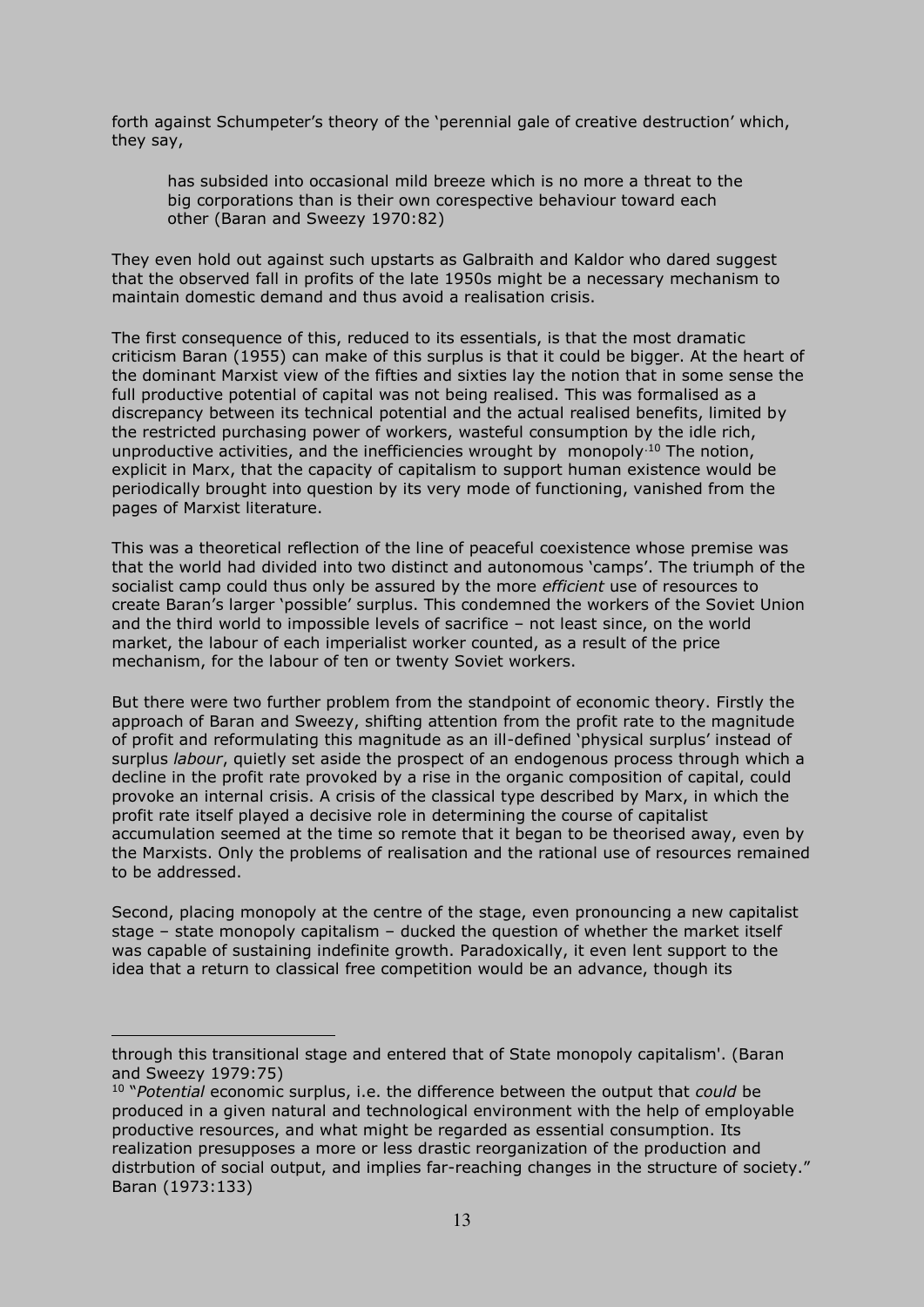forth against Schumpeter's theory of the 'perennial gale of creative destruction' which, they say,

> has subsided into occasional mild breeze which is no more a threat to the big corporations than is their own corespective behaviour toward each other (Baran and Sweezy 1970:82)

They even hold out against such upstarts as Galbraith and Kaldor who dared suggest that the observed fall in profits of the late 1950s might be a necessary mechanism to maintain domestic demand and thus avoid a realisation crisis.

The first consequence of this, reduced to its essentials, is that the most dramatic criticism Baran (1955) can make of this surplus is that it could be bigger. At the heart of the dominant Marxist view of the fifties and sixties lay the notion that in some sense the full productive potential of capital was not being realised. This was formalised as a discrepancy between its technical potential and the actual realised benefits, limited by the restricted purchasing power of workers, wasteful consumption by the idle rich, unproductive activities, and the inefficiencies wrought by monopoly.[10] The notion, explicit in Marx, that the capacity of capitalism to support human existence would be periodically brought into question by its very mode of functioning, vanished from the pages of Marxist literature.

This was a theoretical reflection of the line of peaceful coexistence whose premise was that the world had divided into two distinct and autonomous 'camps'. The triumph of the socialist camp could thus only be assured by the more *efficient* use of resources to create Baran's larger 'possible' surplus. This condemned the workers of the Soviet Union and the third world to impossible levels of sacrifice – not least since, on the world market, the labour of each imperialist worker counted, as a result of the price mechanism, for the labour of ten or twenty Soviet workers.

But there were two further problem from the standpoint of economic theory. Firstly the approach of Baran and Sweezy, shifting attention from the profit rate to the magnitude of profit and reformulating this magnitude as an ill-defined 'physical surplus' instead of surplus *labour*, quietly set aside the prospect of an endogenous process through which a decline in the profit rate provoked by a rise in the organic composition of capital, could provoke an internal crisis. A crisis of the classical type described by Marx, in which the profit rate itself played a decisive role in determining the course of capitalist accumulation seemed at the time so remote that it began to be theorised away, even by the Marxists. Only the problems of realisation and the rational use of resources remained to be addressed.

Second, placing monopoly at the centre of the stage, even pronouncing a new capitalist stage – state monopoly capitalism – ducked the question of whether the market itself was capable of sustaining indefinite growth. Paradoxically, it even lent support to the idea that a return to classical free competition would be an advance, though its

---

through this transitional stage and entered that of State monopoly capitalism'. (Baran and Sweezy 1979:75)

[10] "*Potential* economic surplus, i.e. the difference between the output that *could* be produced in a given natural and technological environment with the help of employable productive resources, and what might be regarded as essential consumption. Its realization presupposes a more or less drastic reorganization of the production and distrbution of social output, and implies far-reaching changes in the structure of society." Baran (1973:133)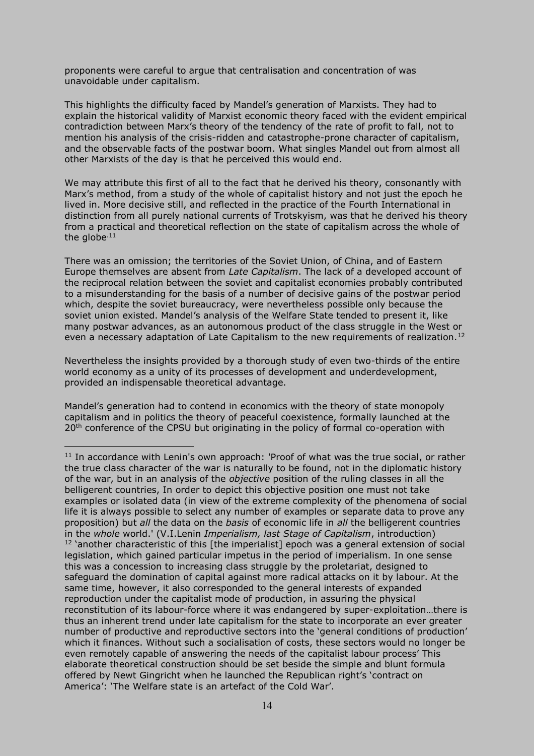proponents were careful to argue that centralisation and concentration of was unavoidable under capitalism.

This highlights the difficulty faced by Mandel's generation of Marxists. They had to explain the historical validity of Marxist economic theory faced with the evident empirical contradiction between Marx's theory of the tendency of the rate of profit to fall, not to mention his analysis of the crisis-ridden and catastrophe-prone character of capitalism, and the observable facts of the postwar boom. What singles Mandel out from almost all other Marxists of the day is that he perceived this would end.

We may attribute this first of all to the fact that he derived his theory, consonantly with Marx's method, from a study of the whole of capitalist history and not just the epoch he lived in. More decisive still, and reflected in the practice of the Fourth International in distinction from all purely national currents of Trotskyism, was that he derived his theory from a practical and theoretical reflection on the state of capitalism across the whole of the globe.[11]

There was an omission; the territories of the Soviet Union, of China, and of Eastern Europe themselves are absent from *Late Capitalism*. The lack of a developed account of the reciprocal relation between the soviet and capitalist economies probably contributed to a misunderstanding for the basis of a number of decisive gains of the postwar period which, despite the soviet bureaucracy, were nevertheless possible only because the soviet union existed. Mandel's analysis of the Welfare State tended to present it, like many postwar advances, as an autonomous product of the class struggle in the West or even a necessary adaptation of Late Capitalism to the new requirements of realization.[12]

Nevertheless the insights provided by a thorough study of even two-thirds of the entire world economy as a unity of its processes of development and underdevelopment, provided an indispensable theoretical advantage.

Mandel's generation had to contend in economics with the theory of state monopoly capitalism and in politics the theory of peaceful coexistence, formally launched at the 20th conference of the CPSU but originating in the policy of formal co-operation with

---

[11] In accordance with Lenin's own approach: 'Proof of what was the true social, or rather the true class character of the war is naturally to be found, not in the diplomatic history of the war, but in an analysis of the *objective* position of the ruling classes in all the belligerent countries, In order to depict this objective position one must not take examples or isolated data (in view of the extreme complexity of the phenomena of social life it is always possible to select any number of examples or separate data to prove any proposition) but *all* the data on the *basis* of economic life in *all* the belligerent countries in the *whole* world.' (V.I.Lenin *Imperialism, last Stage of Capitalism*, introduction)

[12] 'another characteristic of this [the imperialist] epoch was a general extension of social legislation, which gained particular impetus in the period of imperialism. In one sense this was a concession to increasing class struggle by the proletariat, designed to safeguard the domination of capital against more radical attacks on it by labour. At the same time, however, it also corresponded to the general interests of expanded reproduction under the capitalist mode of production, in assuring the physical reconstitution of its labour-force where it was endangered by super-exploitation…there is thus an inherent trend under late capitalism for the state to incorporate an ever greater number of productive and reproductive sectors into the 'general conditions of production' which it finances. Without such a socialisation of costs, these sectors would no longer be even remotely capable of answering the needs of the capitalist labour process' This elaborate theoretical construction should be set beside the simple and blunt formula offered by Newt Gingricht when he launched the Republican right's 'contract on America': 'The Welfare state is an artefact of the Cold War'.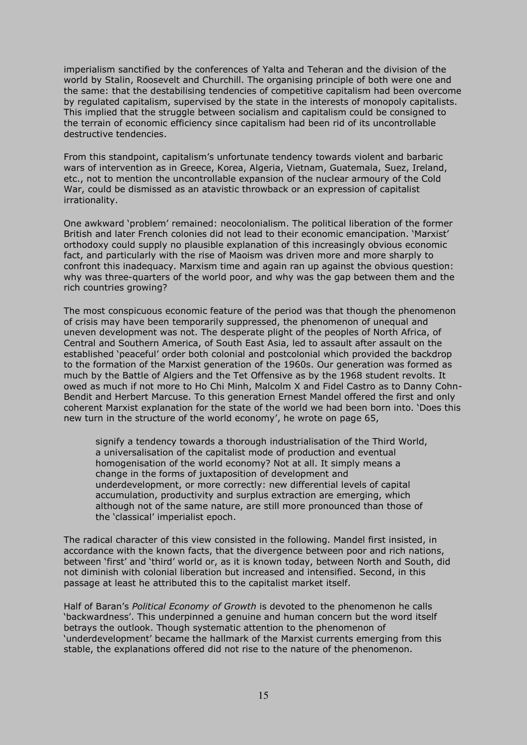imperialism sanctified by the conferences of Yalta and Teheran and the division of the world by Stalin, Roosevelt and Churchill. The organising principle of both were one and the same: that the destabilising tendencies of competitive capitalism had been overcome by regulated capitalism, supervised by the state in the interests of monopoly capitalists. This implied that the struggle between socialism and capitalism could be consigned to the terrain of economic efficiency since capitalism had been rid of its uncontrollable destructive tendencies.

From this standpoint, capitalism's unfortunate tendency towards violent and barbaric wars of intervention as in Greece, Korea, Algeria, Vietnam, Guatemala, Suez, Ireland, etc., not to mention the uncontrollable expansion of the nuclear armoury of the Cold War, could be dismissed as an atavistic throwback or an expression of capitalist irrationality.

One awkward 'problem' remained: neocolonialism. The political liberation of the former British and later French colonies did not lead to their economic emancipation. 'Marxist' orthodoxy could supply no plausible explanation of this increasingly obvious economic fact, and particularly with the rise of Maoism was driven more and more sharply to confront this inadequacy. Marxism time and again ran up against the obvious question: why was three-quarters of the world poor, and why was the gap between them and the rich countries growing?

The most conspicuous economic feature of the period was that though the phenomenon of crisis may have been temporarily suppressed, the phenomenon of unequal and uneven development was not. The desperate plight of the peoples of North Africa, of Central and Southern America, of South East Asia, led to assault after assault on the established 'peaceful' order both colonial and postcolonial which provided the backdrop to the formation of the Marxist generation of the 1960s. Our generation was formed as much by the Battle of Algiers and the Tet Offensive as by the 1968 student revolts. It owed as much if not more to Ho Chi Minh, Malcolm X and Fidel Castro as to Danny Cohn-Bendit and Herbert Marcuse. To this generation Ernest Mandel offered the first and only coherent Marxist explanation for the state of the world we had been born into. 'Does this new turn in the structure of the world economy', he wrote on page 65,

> signify a tendency towards a thorough industrialisation of the Third World, a universalisation of the capitalist mode of production and eventual homogenisation of the world economy? Not at all. It simply means a change in the forms of juxtaposition of development and underdevelopment, or more correctly: new differential levels of capital accumulation, productivity and surplus extraction are emerging, which although not of the same nature, are still more pronounced than those of the 'classical' imperialist epoch.

The radical character of this view consisted in the following. Mandel first insisted, in accordance with the known facts, that the divergence between poor and rich nations, between 'first' and 'third' world or, as it is known today, between North and South, did not diminish with colonial liberation but increased and intensified. Second, in this passage at least he attributed this to the capitalist market itself.

Half of Baran's *Political Economy of Growth* is devoted to the phenomenon he calls 'backwardness'. This underpinned a genuine and human concern but the word itself betrays the outlook. Though systematic attention to the phenomenon of 'underdevelopment' became the hallmark of the Marxist currents emerging from this stable, the explanations offered did not rise to the nature of the phenomenon.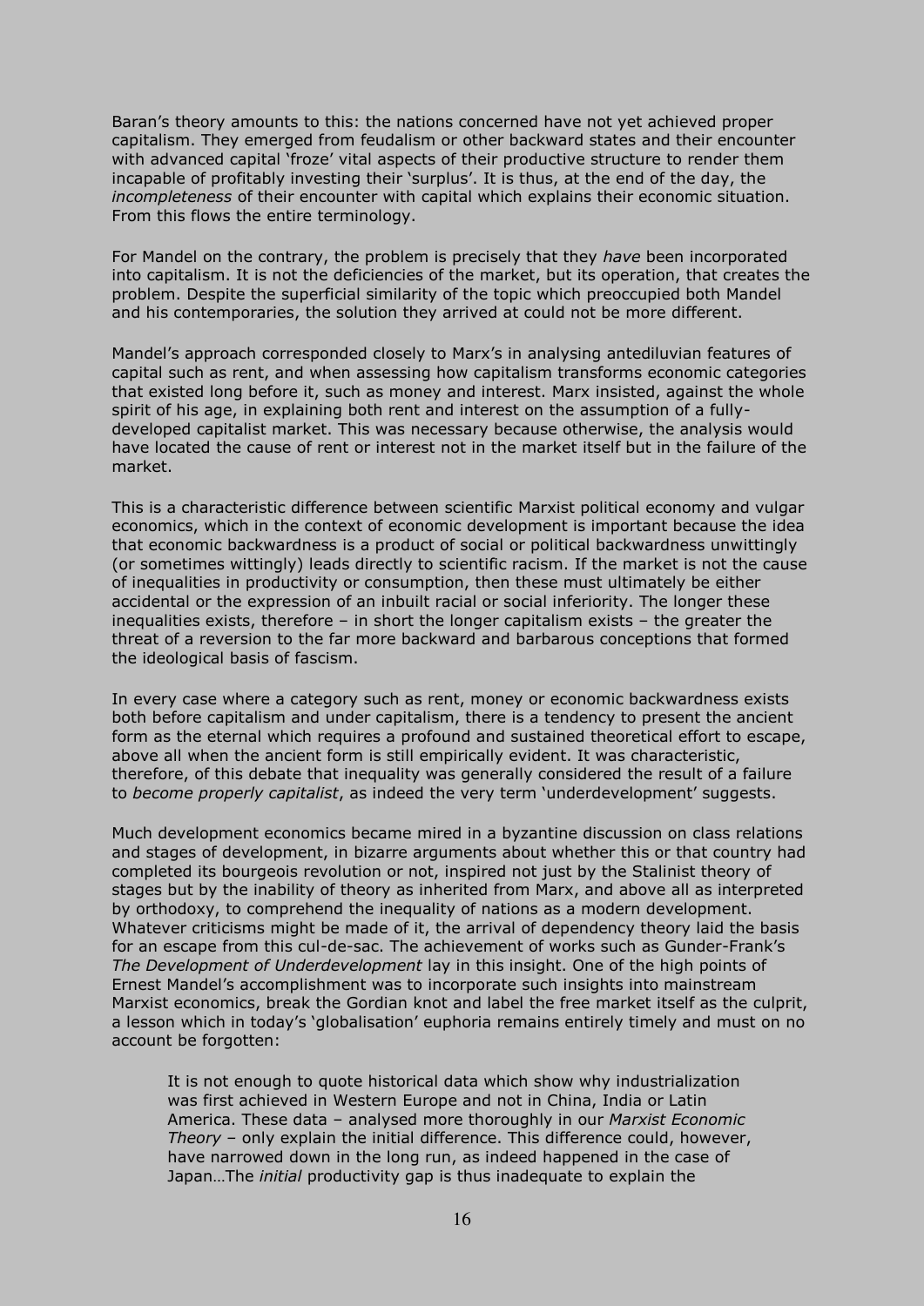Baran's theory amounts to this: the nations concerned have not yet achieved proper capitalism. They emerged from feudalism or other backward states and their encounter with advanced capital 'froze' vital aspects of their productive structure to render them incapable of profitably investing their 'surplus'. It is thus, at the end of the day, the *incompleteness* of their encounter with capital which explains their economic situation. From this flows the entire terminology.

For Mandel on the contrary, the problem is precisely that they *have* been incorporated into capitalism. It is not the deficiencies of the market, but its operation, that creates the problem. Despite the superficial similarity of the topic which preoccupied both Mandel and his contemporaries, the solution they arrived at could not be more different.

Mandel's approach corresponded closely to Marx's in analysing antediluvian features of capital such as rent, and when assessing how capitalism transforms economic categories that existed long before it, such as money and interest. Marx insisted, against the whole spirit of his age, in explaining both rent and interest on the assumption of a fully-developed capitalist market. This was necessary because otherwise, the analysis would have located the cause of rent or interest not in the market itself but in the failure of the market.

This is a characteristic difference between scientific Marxist political economy and vulgar economics, which in the context of economic development is important because the idea that economic backwardness is a product of social or political backwardness unwittingly (or sometimes wittingly) leads directly to scientific racism. If the market is not the cause of inequalities in productivity or consumption, then these must ultimately be either accidental or the expression of an inbuilt racial or social inferiority. The longer these inequalities exists, therefore – in short the longer capitalism exists – the greater the threat of a reversion to the far more backward and barbarous conceptions that formed the ideological basis of fascism.

In every case where a category such as rent, money or economic backwardness exists both before capitalism and under capitalism, there is a tendency to present the ancient form as the eternal which requires a profound and sustained theoretical effort to escape, above all when the ancient form is still empirically evident. It was characteristic, therefore, of this debate that inequality was generally considered the result of a failure to *become properly capitalist*, as indeed the very term 'underdevelopment' suggests.

Much development economics became mired in a byzantine discussion on class relations and stages of development, in bizarre arguments about whether this or that country had completed its bourgeois revolution or not, inspired not just by the Stalinist theory of stages but by the inability of theory as inherited from Marx, and above all as interpreted by orthodoxy, to comprehend the inequality of nations as a modern development. Whatever criticisms might be made of it, the arrival of dependency theory laid the basis for an escape from this cul-de-sac. The achievement of works such as Gunder-Frank's *The Development of Underdevelopment* lay in this insight. One of the high points of Ernest Mandel's accomplishment was to incorporate such insights into mainstream Marxist economics, break the Gordian knot and label the free market itself as the culprit, a lesson which in today's 'globalisation' euphoria remains entirely timely and must on no account be forgotten:

> It is not enough to quote historical data which show why industrialization was first achieved in Western Europe and not in China, India or Latin America. These data – analysed more thoroughly in our *Marxist Economic Theory* – only explain the initial difference. This difference could, however, have narrowed down in the long run, as indeed happened in the case of Japan…The *initial* productivity gap is thus inadequate to explain the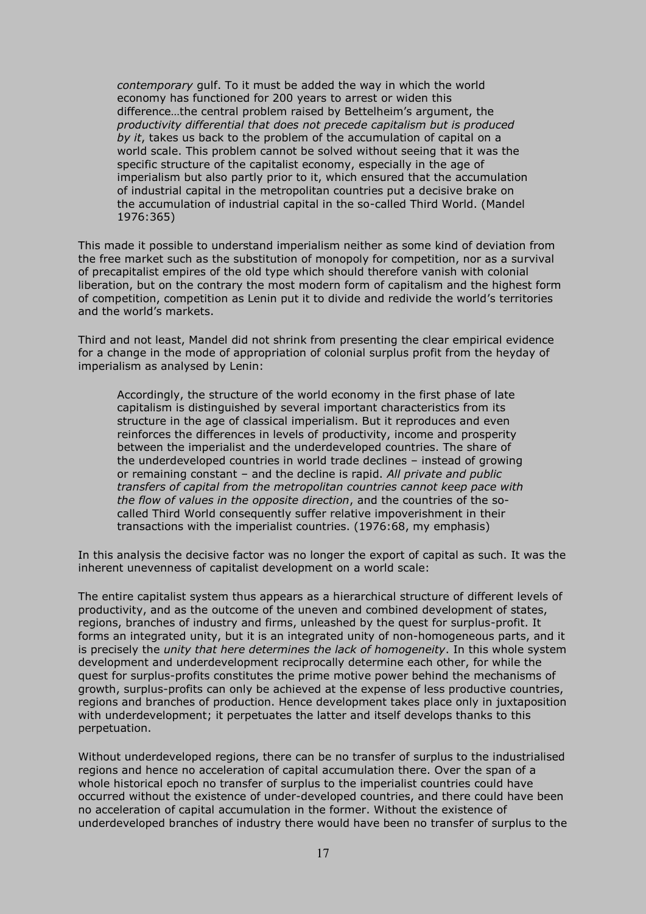> *contemporary* gulf. To it must be added the way in which the world economy has functioned for 200 years to arrest or widen this difference…the central problem raised by Bettelheim's argument, the *productivity differential that does not precede capitalism but is produced by it*, takes us back to the problem of the accumulation of capital on a world scale. This problem cannot be solved without seeing that it was the specific structure of the capitalist economy, especially in the age of imperialism but also partly prior to it, which ensured that the accumulation of industrial capital in the metropolitan countries put a decisive brake on the accumulation of industrial capital in the so-called Third World. (Mandel 1976:365)

This made it possible to understand imperialism neither as some kind of deviation from the free market such as the substitution of monopoly for competition, nor as a survival of precapitalist empires of the old type which should therefore vanish with colonial liberation, but on the contrary the most modern form of capitalism and the highest form of competition, competition as Lenin put it to divide and redivide the world's territories and the world's markets.

Third and not least, Mandel did not shrink from presenting the clear empirical evidence for a change in the mode of appropriation of colonial surplus profit from the heyday of imperialism as analysed by Lenin:

> Accordingly, the structure of the world economy in the first phase of late capitalism is distinguished by several important characteristics from its structure in the age of classical imperialism. But it reproduces and even reinforces the differences in levels of productivity, income and prosperity between the imperialist and the underdeveloped countries. The share of the underdeveloped countries in world trade declines – instead of growing or remaining constant – and the decline is rapid. *All private and public transfers of capital from the metropolitan countries cannot keep pace with the flow of values in the opposite direction*, and the countries of the so-called Third World consequently suffer relative impoverishment in their transactions with the imperialist countries. (1976:68, my emphasis)

In this analysis the decisive factor was no longer the export of capital as such. It was the inherent unevenness of capitalist development on a world scale:

The entire capitalist system thus appears as a hierarchical structure of different levels of productivity, and as the outcome of the uneven and combined development of states, regions, branches of industry and firms, unleashed by the quest for surplus-profit. It forms an integrated unity, but it is an integrated unity of non-homogeneous parts, and it is precisely the *unity that here determines the lack of homogeneity*. In this whole system development and underdevelopment reciprocally determine each other, for while the quest for surplus-profits constitutes the prime motive power behind the mechanisms of growth, surplus-profits can only be achieved at the expense of less productive countries, regions and branches of production. Hence development takes place only in juxtaposition with underdevelopment; it perpetuates the latter and itself develops thanks to this perpetuation.

Without underdeveloped regions, there can be no transfer of surplus to the industrialised regions and hence no acceleration of capital accumulation there. Over the span of a whole historical epoch no transfer of surplus to the imperialist countries could have occurred without the existence of under-developed countries, and there could have been no acceleration of capital accumulation in the former. Without the existence of underdeveloped branches of industry there would have been no transfer of surplus to the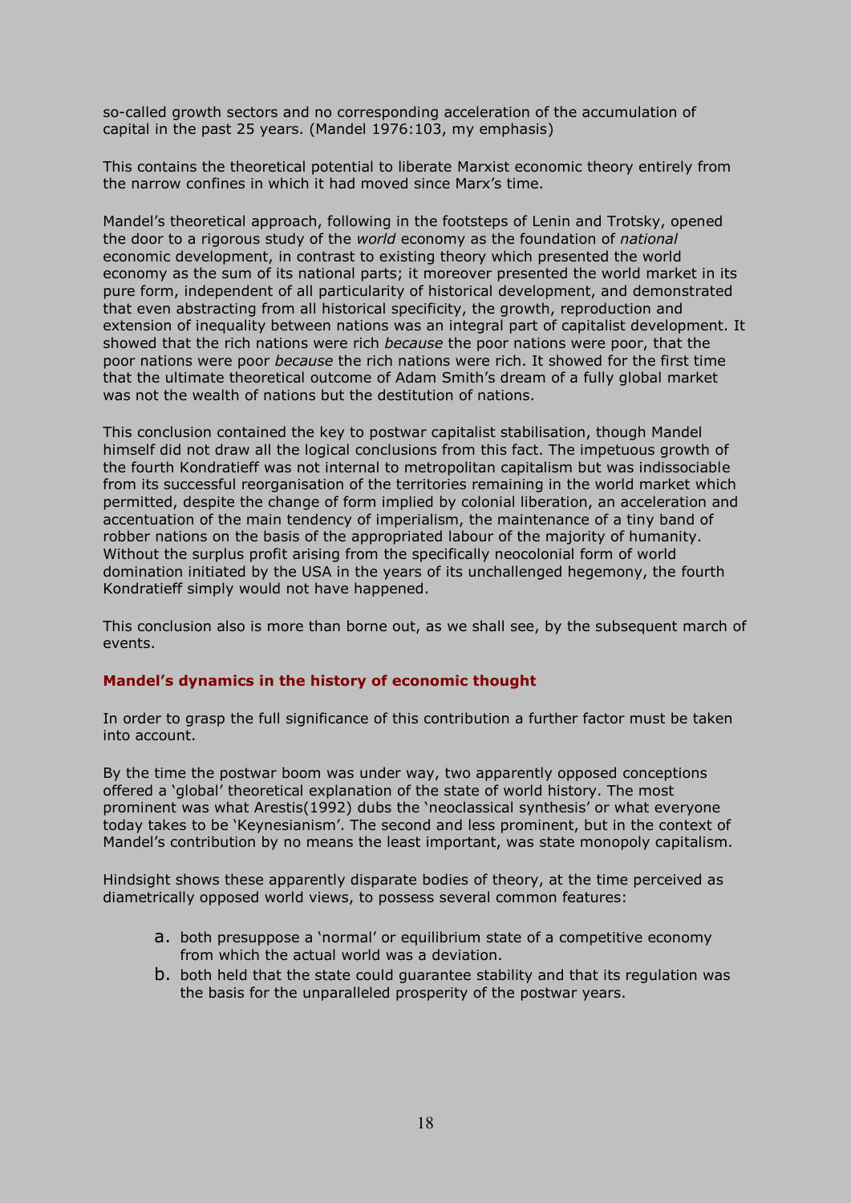so-called growth sectors and no corresponding acceleration of the accumulation of capital in the past 25 years. (Mandel 1976:103, my emphasis)

This contains the theoretical potential to liberate Marxist economic theory entirely from the narrow confines in which it had moved since Marx's time.

Mandel's theoretical approach, following in the footsteps of Lenin and Trotsky, opened the door to a rigorous study of the *world* economy as the foundation of *national* economic development, in contrast to existing theory which presented the world economy as the sum of its national parts; it moreover presented the world market in its pure form, independent of all particularity of historical development, and demonstrated that even abstracting from all historical specificity, the growth, reproduction and extension of inequality between nations was an integral part of capitalist development. It showed that the rich nations were rich *because* the poor nations were poor, that the poor nations were poor *because* the rich nations were rich. It showed for the first time that the ultimate theoretical outcome of Adam Smith's dream of a fully global market was not the wealth of nations but the destitution of nations.

This conclusion contained the key to postwar capitalist stabilisation, though Mandel himself did not draw all the logical conclusions from this fact. The impetuous growth of the fourth Kondratieff was not internal to metropolitan capitalism but was indissociable from its successful reorganisation of the territories remaining in the world market which permitted, despite the change of form implied by colonial liberation, an acceleration and accentuation of the main tendency of imperialism, the maintenance of a tiny band of robber nations on the basis of the appropriated labour of the majority of humanity. Without the surplus profit arising from the specifically neocolonial form of world domination initiated by the USA in the years of its unchallenged hegemony, the fourth Kondratieff simply would not have happened.

This conclusion also is more than borne out, as we shall see, by the subsequent march of events.

### Mandel's dynamics in the history of economic thought

In order to grasp the full significance of this contribution a further factor must be taken into account.

By the time the postwar boom was under way, two apparently opposed conceptions offered a 'global' theoretical explanation of the state of world history. The most prominent was what Arestis(1992) dubs the 'neoclassical synthesis' or what everyone today takes to be 'Keynesianism'. The second and less prominent, but in the context of Mandel's contribution by no means the least important, was state monopoly capitalism.

Hindsight shows these apparently disparate bodies of theory, at the time perceived as diametrically opposed world views, to possess several common features:

a. both presuppose a 'normal' or equilibrium state of a competitive economy from which the actual world was a deviation.
b. both held that the state could guarantee stability and that its regulation was the basis for the unparalleled prosperity of the postwar years.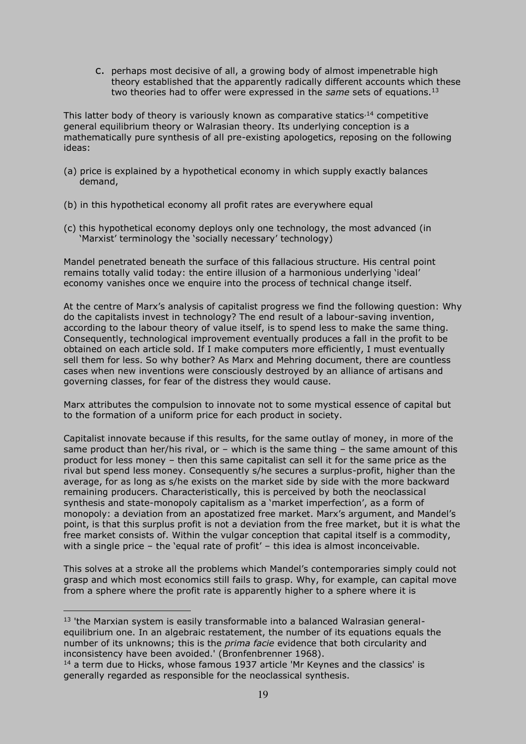c. perhaps most decisive of all, a growing body of almost impenetrable high theory established that the apparently radically different accounts which these two theories had to offer were expressed in the *same* sets of equations.[13]

This latter body of theory is variously known as comparative statics,[14] competitive general equilibrium theory or Walrasian theory. Its underlying conception is a mathematically pure synthesis of all pre-existing apologetics, reposing on the following ideas:

(a) price is explained by a hypothetical economy in which supply exactly balances demand,

(b) in this hypothetical economy all profit rates are everywhere equal

(c) this hypothetical economy deploys only one technology, the most advanced (in 'Marxist' terminology the 'socially necessary' technology)

Mandel penetrated beneath the surface of this fallacious structure. His central point remains totally valid today: the entire illusion of a harmonious underlying 'ideal' economy vanishes once we enquire into the process of technical change itself.

At the centre of Marx's analysis of capitalist progress we find the following question: Why do the capitalists invest in technology? The end result of a labour-saving invention, according to the labour theory of value itself, is to spend less to make the same thing. Consequently, technological improvement eventually produces a fall in the profit to be obtained on each article sold. If I make computers more efficiently, I must eventually sell them for less. So why bother? As Marx and Mehring document, there are countless cases when new inventions were consciously destroyed by an alliance of artisans and governing classes, for fear of the distress they would cause.

Marx attributes the compulsion to innovate not to some mystical essence of capital but to the formation of a uniform price for each product in society.

Capitalist innovate because if this results, for the same outlay of money, in more of the same product than her/his rival, or – which is the same thing – the same amount of this product for less money – then this same capitalist can sell it for the same price as the rival but spend less money. Consequently s/he secures a surplus-profit, higher than the average, for as long as s/he exists on the market side by side with the more backward remaining producers. Characteristically, this is perceived by both the neoclassical synthesis and state-monopoly capitalism as a 'market imperfection', as a form of monopoly: a deviation from an apostatized free market. Marx's argument, and Mandel's point, is that this surplus profit is not a deviation from the free market, but it is what the free market consists of. Within the vulgar conception that capital itself is a commodity, with a single price – the 'equal rate of profit' – this idea is almost inconceivable.

This solves at a stroke all the problems which Mandel's contemporaries simply could not grasp and which most economics still fails to grasp. Why, for example, can capital move from a sphere where the profit rate is apparently higher to a sphere where it is

---

[13] 'the Marxian system is easily transformable into a balanced Walrasian general-equilibrium one. In an algebraic restatement, the number of its equations equals the number of its unknowns; this is the *prima facie* evidence that both circularity and inconsistency have been avoided.' (Bronfenbrenner 1968).

[14] a term due to Hicks, whose famous 1937 article 'Mr Keynes and the classics' is generally regarded as responsible for the neoclassical synthesis.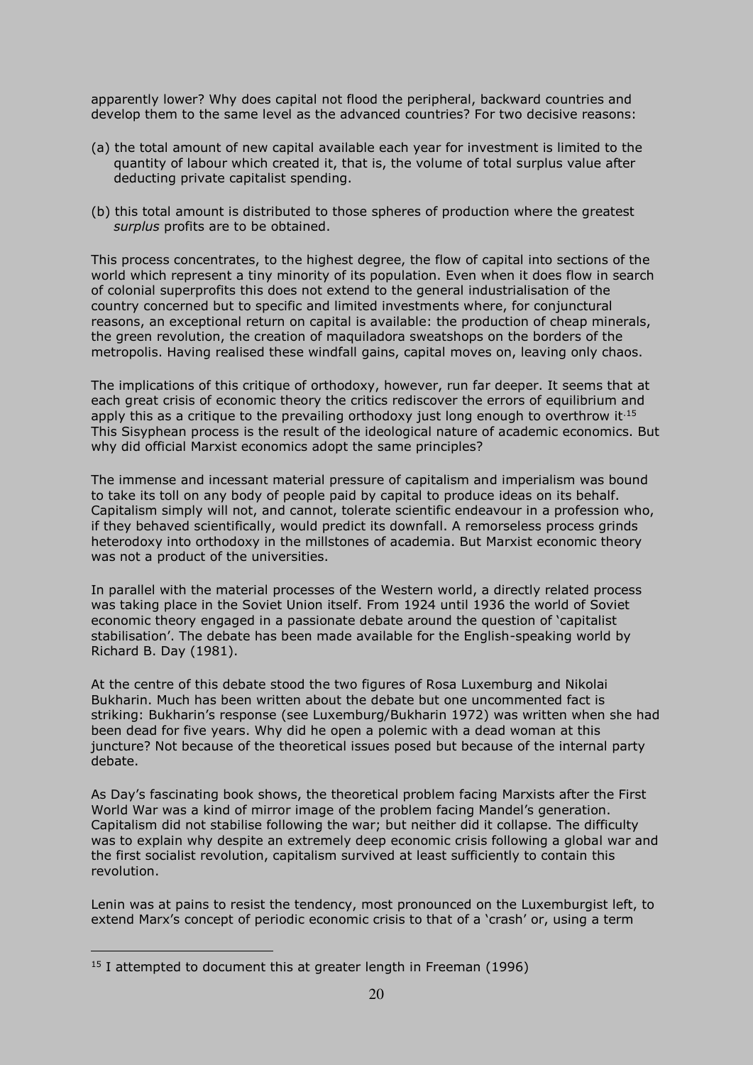apparently lower? Why does capital not flood the peripheral, backward countries and develop them to the same level as the advanced countries? For two decisive reasons:

(a) the total amount of new capital available each year for investment is limited to the quantity of labour which created it, that is, the volume of total surplus value after deducting private capitalist spending.

(b) this total amount is distributed to those spheres of production where the greatest *surplus* profits are to be obtained.

This process concentrates, to the highest degree, the flow of capital into sections of the world which represent a tiny minority of its population. Even when it does flow in search of colonial superprofits this does not extend to the general industrialisation of the country concerned but to specific and limited investments where, for conjunctural reasons, an exceptional return on capital is available: the production of cheap minerals, the green revolution, the creation of maquiladora sweatshops on the borders of the metropolis. Having realised these windfall gains, capital moves on, leaving only chaos.

The implications of this critique of orthodoxy, however, run far deeper. It seems that at each great crisis of economic theory the critics rediscover the errors of equilibrium and apply this as a critique to the prevailing orthodoxy just long enough to overthrow it.[15] This Sisyphean process is the result of the ideological nature of academic economics. But why did official Marxist economics adopt the same principles?

The immense and incessant material pressure of capitalism and imperialism was bound to take its toll on any body of people paid by capital to produce ideas on its behalf. Capitalism simply will not, and cannot, tolerate scientific endeavour in a profession who, if they behaved scientifically, would predict its downfall. A remorseless process grinds heterodoxy into orthodoxy in the millstones of academia. But Marxist economic theory was not a product of the universities.

In parallel with the material processes of the Western world, a directly related process was taking place in the Soviet Union itself. From 1924 until 1936 the world of Soviet economic theory engaged in a passionate debate around the question of 'capitalist stabilisation'. The debate has been made available for the English-speaking world by Richard B. Day (1981).

At the centre of this debate stood the two figures of Rosa Luxemburg and Nikolai Bukharin. Much has been written about the debate but one uncommented fact is striking: Bukharin's response (see Luxemburg/Bukharin 1972) was written when she had been dead for five years. Why did he open a polemic with a dead woman at this juncture? Not because of the theoretical issues posed but because of the internal party debate.

As Day's fascinating book shows, the theoretical problem facing Marxists after the First World War was a kind of mirror image of the problem facing Mandel's generation. Capitalism did not stabilise following the war; but neither did it collapse. The difficulty was to explain why despite an extremely deep economic crisis following a global war and the first socialist revolution, capitalism survived at least sufficiently to contain this revolution.

Lenin was at pains to resist the tendency, most pronounced on the Luxemburgist left, to extend Marx's concept of periodic economic crisis to that of a 'crash' or, using a term

[15] I attempted to document this at greater length in Freeman (1996)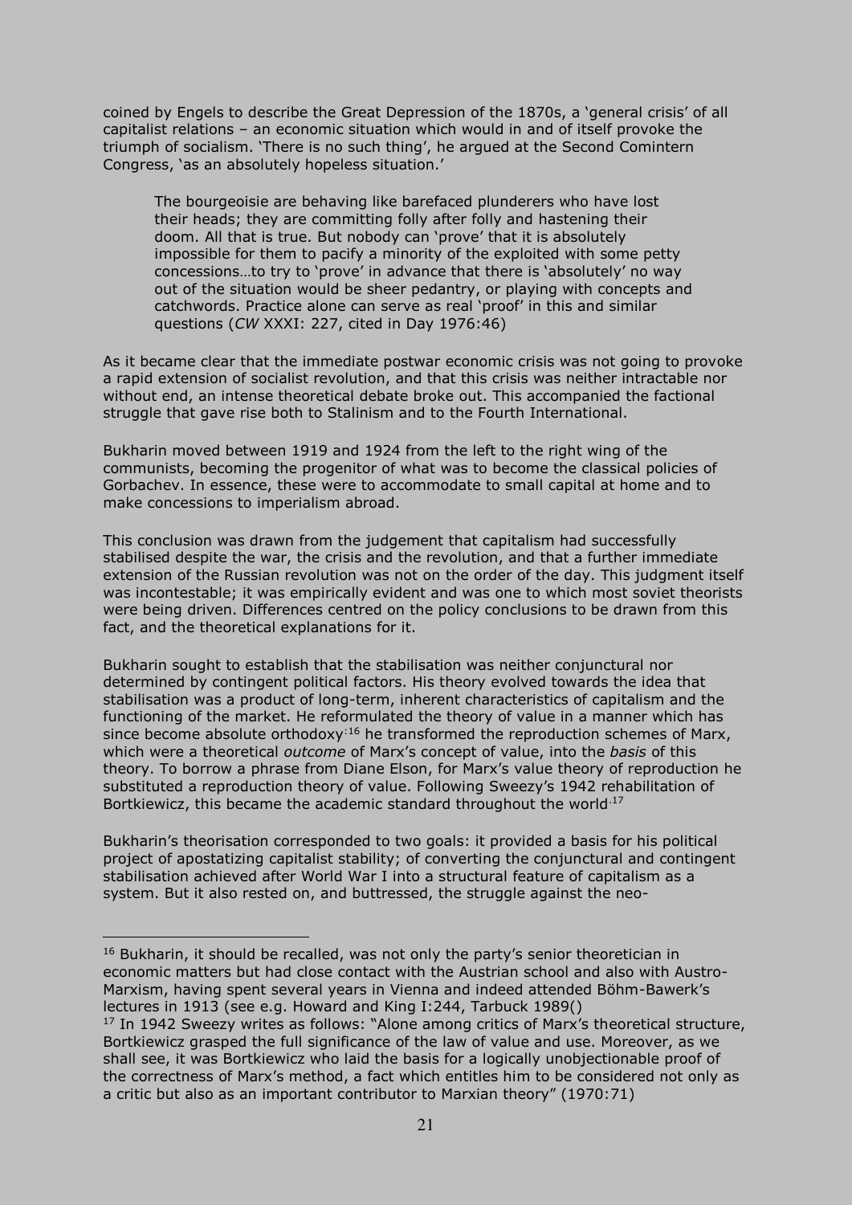coined by Engels to describe the Great Depression of the 1870s, a 'general crisis' of all capitalist relations – an economic situation which would in and of itself provoke the triumph of socialism. 'There is no such thing', he argued at the Second Comintern Congress, 'as an absolutely hopeless situation.'

> The bourgeoisie are behaving like barefaced plunderers who have lost their heads; they are committing folly after folly and hastening their doom. All that is true. But nobody can 'prove' that it is absolutely impossible for them to pacify a minority of the exploited with some petty concessions…to try to 'prove' in advance that there is 'absolutely' no way out of the situation would be sheer pedantry, or playing with concepts and catchwords. Practice alone can serve as real 'proof' in this and similar questions (*CW* XXXI: 227, cited in Day 1976:46)

As it became clear that the immediate postwar economic crisis was not going to provoke a rapid extension of socialist revolution, and that this crisis was neither intractable nor without end, an intense theoretical debate broke out. This accompanied the factional struggle that gave rise both to Stalinism and to the Fourth International.

Bukharin moved between 1919 and 1924 from the left to the right wing of the communists, becoming the progenitor of what was to become the classical policies of Gorbachev. In essence, these were to accommodate to small capital at home and to make concessions to imperialism abroad.

This conclusion was drawn from the judgement that capitalism had successfully stabilised despite the war, the crisis and the revolution, and that a further immediate extension of the Russian revolution was not on the order of the day. This judgment itself was incontestable; it was empirically evident and was one to which most soviet theorists were being driven. Differences centred on the policy conclusions to be drawn from this fact, and the theoretical explanations for it.

Bukharin sought to establish that the stabilisation was neither conjunctural nor determined by contingent political factors. His theory evolved towards the idea that stabilisation was a product of long-term, inherent characteristics of capitalism and the functioning of the market. He reformulated the theory of value in a manner which has since become absolute orthodoxy:[16] he transformed the reproduction schemes of Marx, which were a theoretical *outcome* of Marx's concept of value, into the *basis* of this theory. To borrow a phrase from Diane Elson, for Marx's value theory of reproduction he substituted a reproduction theory of value. Following Sweezy's 1942 rehabilitation of Bortkiewicz, this became the academic standard throughout the world.[17]

Bukharin's theorisation corresponded to two goals: it provided a basis for his political project of apostatizing capitalist stability; of converting the conjunctural and contingent stabilisation achieved after World War I into a structural feature of capitalism as a system. But it also rested on, and buttressed, the struggle against the neo-

---

[16] Bukharin, it should be recalled, was not only the party's senior theoretician in economic matters but had close contact with the Austrian school and also with Austro-Marxism, having spent several years in Vienna and indeed attended Böhm-Bawerk's lectures in 1913 (see e.g. Howard and King I:244, Tarbuck 1989()

[17] In 1942 Sweezy writes as follows: "Alone among critics of Marx's theoretical structure, Bortkiewicz grasped the full significance of the law of value and use. Moreover, as we shall see, it was Bortkiewicz who laid the basis for a logically unobjectionable proof of the correctness of Marx's method, a fact which entitles him to be considered not only as a critic but also as an important contributor to Marxian theory" (1970:71)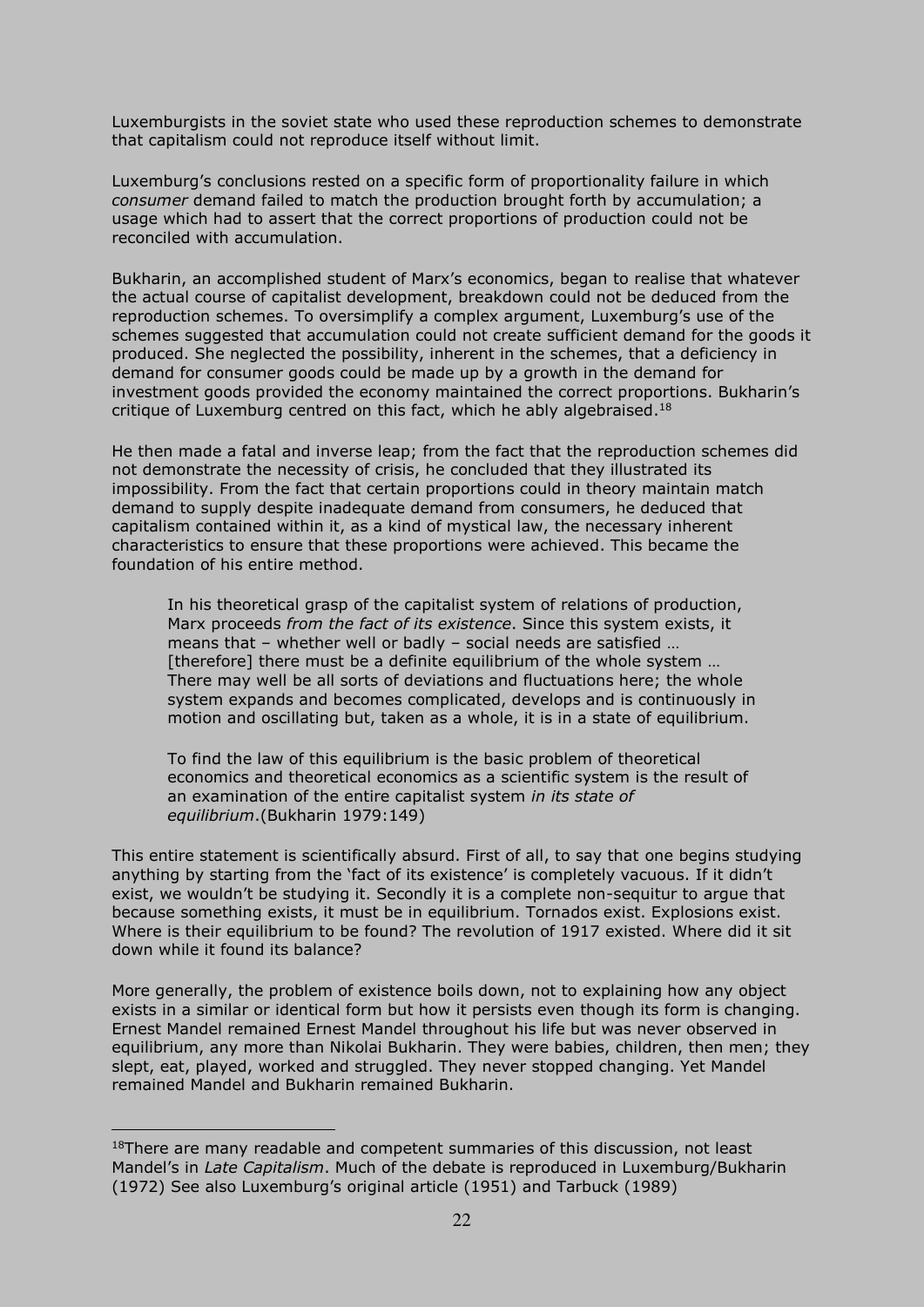Luxemburgists in the soviet state who used these reproduction schemes to demonstrate that capitalism could not reproduce itself without limit.

Luxemburg's conclusions rested on a specific form of proportionality failure in which *consumer* demand failed to match the production brought forth by accumulation; a usage which had to assert that the correct proportions of production could not be reconciled with accumulation.

Bukharin, an accomplished student of Marx's economics, began to realise that whatever the actual course of capitalist development, breakdown could not be deduced from the reproduction schemes. To oversimplify a complex argument, Luxemburg's use of the schemes suggested that accumulation could not create sufficient demand for the goods it produced. She neglected the possibility, inherent in the schemes, that a deficiency in demand for consumer goods could be made up by a growth in the demand for investment goods provided the economy maintained the correct proportions. Bukharin's critique of Luxemburg centred on this fact, which he ably algebraised.[18]

He then made a fatal and inverse leap; from the fact that the reproduction schemes did not demonstrate the necessity of crisis, he concluded that they illustrated its impossibility. From the fact that certain proportions could in theory maintain match demand to supply despite inadequate demand from consumers, he deduced that capitalism contained within it, as a kind of mystical law, the necessary inherent characteristics to ensure that these proportions were achieved. This became the foundation of his entire method.

> In his theoretical grasp of the capitalist system of relations of production, Marx proceeds *from the fact of its existence*. Since this system exists, it means that – whether well or badly – social needs are satisfied … [therefore] there must be a definite equilibrium of the whole system … There may well be all sorts of deviations and fluctuations here; the whole system expands and becomes complicated, develops and is continuously in motion and oscillating but, taken as a whole, it is in a state of equilibrium.
>
> To find the law of this equilibrium is the basic problem of theoretical economics and theoretical economics as a scientific system is the result of an examination of the entire capitalist system *in its state of equilibrium*.(Bukharin 1979:149)

This entire statement is scientifically absurd. First of all, to say that one begins studying anything by starting from the 'fact of its existence' is completely vacuous. If it didn't exist, we wouldn't be studying it. Secondly it is a complete non-sequitur to argue that because something exists, it must be in equilibrium. Tornados exist. Explosions exist. Where is their equilibrium to be found? The revolution of 1917 existed. Where did it sit down while it found its balance?

More generally, the problem of existence boils down, not to explaining how any object exists in a similar or identical form but how it persists even though its form is changing. Ernest Mandel remained Ernest Mandel throughout his life but was never observed in equilibrium, any more than Nikolai Bukharin. They were babies, children, then men; they slept, eat, played, worked and struggled. They never stopped changing. Yet Mandel remained Mandel and Bukharin remained Bukharin.

---

[18] There are many readable and competent summaries of this discussion, not least Mandel's in *Late Capitalism*. Much of the debate is reproduced in Luxemburg/Bukharin (1972) See also Luxemburg's original article (1951) and Tarbuck (1989)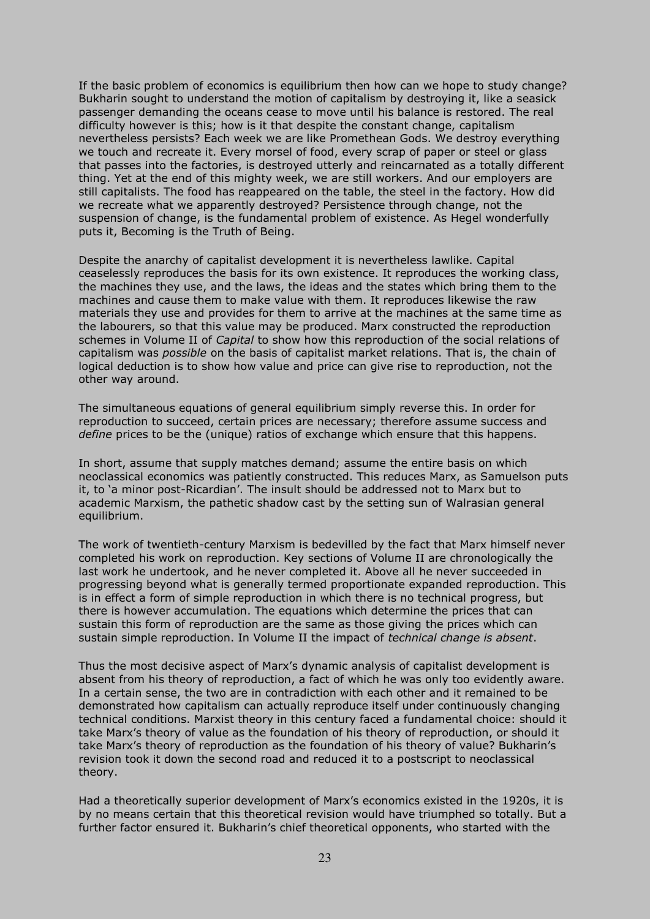If the basic problem of economics is equilibrium then how can we hope to study change? Bukharin sought to understand the motion of capitalism by destroying it, like a seasick passenger demanding the oceans cease to move until his balance is restored. The real difficulty however is this; how is it that despite the constant change, capitalism nevertheless persists? Each week we are like Promethean Gods. We destroy everything we touch and recreate it. Every morsel of food, every scrap of paper or steel or glass that passes into the factories, is destroyed utterly and reincarnated as a totally different thing. Yet at the end of this mighty week, we are still workers. And our employers are still capitalists. The food has reappeared on the table, the steel in the factory. How did we recreate what we apparently destroyed? Persistence through change, not the suspension of change, is the fundamental problem of existence. As Hegel wonderfully puts it, Becoming is the Truth of Being.

Despite the anarchy of capitalist development it is nevertheless lawlike. Capital ceaselessly reproduces the basis for its own existence. It reproduces the working class, the machines they use, and the laws, the ideas and the states which bring them to the machines and cause them to make value with them. It reproduces likewise the raw materials they use and provides for them to arrive at the machines at the same time as the labourers, so that this value may be produced. Marx constructed the reproduction schemes in Volume II of *Capital* to show how this reproduction of the social relations of capitalism was *possible* on the basis of capitalist market relations. That is, the chain of logical deduction is to show how value and price can give rise to reproduction, not the other way around.

The simultaneous equations of general equilibrium simply reverse this. In order for reproduction to succeed, certain prices are necessary; therefore assume success and *define* prices to be the (unique) ratios of exchange which ensure that this happens.

In short, assume that supply matches demand; assume the entire basis on which neoclassical economics was patiently constructed. This reduces Marx, as Samuelson puts it, to 'a minor post-Ricardian'. The insult should be addressed not to Marx but to academic Marxism, the pathetic shadow cast by the setting sun of Walrasian general equilibrium.

The work of twentieth-century Marxism is bedevilled by the fact that Marx himself never completed his work on reproduction. Key sections of Volume II are chronologically the last work he undertook, and he never completed it. Above all he never succeeded in progressing beyond what is generally termed proportionate expanded reproduction. This is in effect a form of simple reproduction in which there is no technical progress, but there is however accumulation. The equations which determine the prices that can sustain this form of reproduction are the same as those giving the prices which can sustain simple reproduction. In Volume II the impact of *technical change is absent*.

Thus the most decisive aspect of Marx's dynamic analysis of capitalist development is absent from his theory of reproduction, a fact of which he was only too evidently aware. In a certain sense, the two are in contradiction with each other and it remained to be demonstrated how capitalism can actually reproduce itself under continuously changing technical conditions. Marxist theory in this century faced a fundamental choice: should it take Marx's theory of value as the foundation of his theory of reproduction, or should it take Marx's theory of reproduction as the foundation of his theory of value? Bukharin's revision took it down the second road and reduced it to a postscript to neoclassical theory.

Had a theoretically superior development of Marx's economics existed in the 1920s, it is by no means certain that this theoretical revision would have triumphed so totally. But a further factor ensured it. Bukharin's chief theoretical opponents, who started with the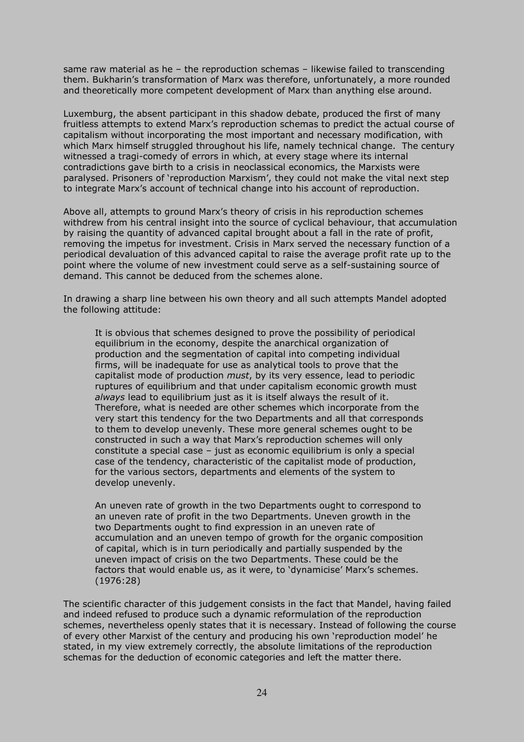same raw material as he – the reproduction schemas – likewise failed to transcending them. Bukharin's transformation of Marx was therefore, unfortunately, a more rounded and theoretically more competent development of Marx than anything else around.

Luxemburg, the absent participant in this shadow debate, produced the first of many fruitless attempts to extend Marx's reproduction schemas to predict the actual course of capitalism without incorporating the most important and necessary modification, with which Marx himself struggled throughout his life, namely technical change. The century witnessed a tragi-comedy of errors in which, at every stage where its internal contradictions gave birth to a crisis in neoclassical economics, the Marxists were paralysed. Prisoners of 'reproduction Marxism', they could not make the vital next step to integrate Marx's account of technical change into his account of reproduction.

Above all, attempts to ground Marx's theory of crisis in his reproduction schemes withdrew from his central insight into the source of cyclical behaviour, that accumulation by raising the quantity of advanced capital brought about a fall in the rate of profit, removing the impetus for investment. Crisis in Marx served the necessary function of a periodical devaluation of this advanced capital to raise the average profit rate up to the point where the volume of new investment could serve as a self-sustaining source of demand. This cannot be deduced from the schemes alone.

In drawing a sharp line between his own theory and all such attempts Mandel adopted the following attitude:

> It is obvious that schemes designed to prove the possibility of periodical equilibrium in the economy, despite the anarchical organization of production and the segmentation of capital into competing individual firms, will be inadequate for use as analytical tools to prove that the capitalist mode of production *must*, by its very essence, lead to periodic ruptures of equilibrium and that under capitalism economic growth must *always* lead to equilibrium just as it is itself always the result of it. Therefore, what is needed are other schemes which incorporate from the very start this tendency for the two Departments and all that corresponds to them to develop unevenly. These more general schemes ought to be constructed in such a way that Marx's reproduction schemes will only constitute a special case – just as economic equilibrium is only a special case of the tendency, characteristic of the capitalist mode of production, for the various sectors, departments and elements of the system to develop unevenly.
>
> An uneven rate of growth in the two Departments ought to correspond to an uneven rate of profit in the two Departments. Uneven growth in the two Departments ought to find expression in an uneven rate of accumulation and an uneven tempo of growth for the organic composition of capital, which is in turn periodically and partially suspended by the uneven impact of crisis on the two Departments. These could be the factors that would enable us, as it were, to 'dynamicise' Marx's schemes. (1976:28)

The scientific character of this judgement consists in the fact that Mandel, having failed and indeed refused to produce such a dynamic reformulation of the reproduction schemes, nevertheless openly states that it is necessary. Instead of following the course of every other Marxist of the century and producing his own 'reproduction model' he stated, in my view extremely correctly, the absolute limitations of the reproduction schemas for the deduction of economic categories and left the matter there.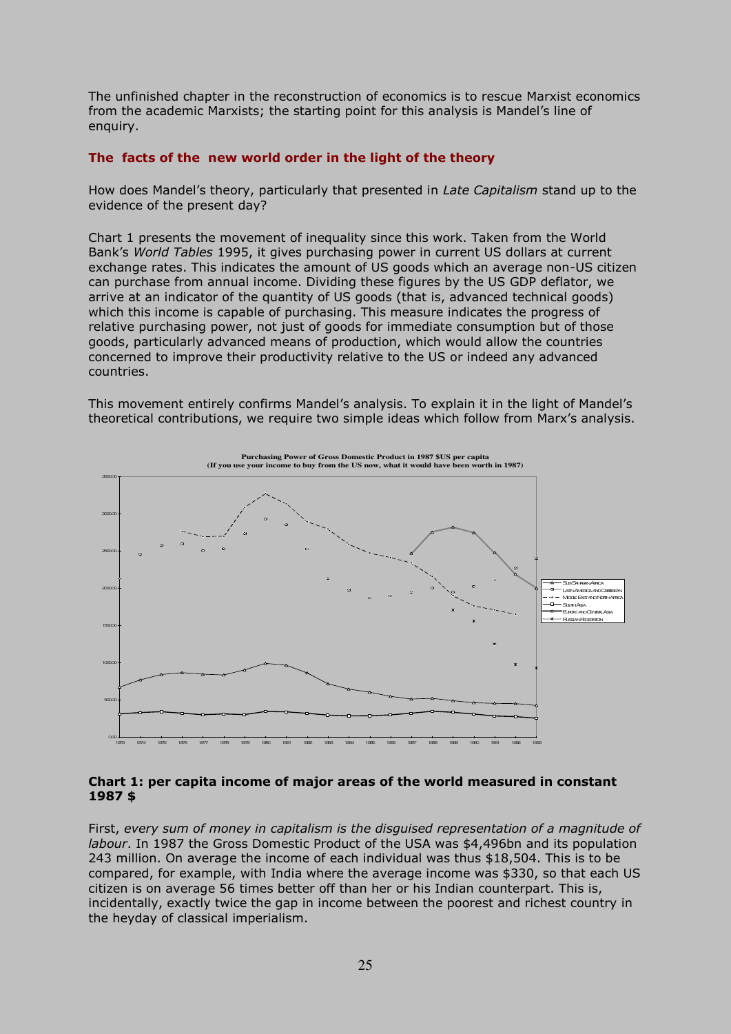The unfinished chapter in the reconstruction of economics is to rescue Marxist economics from the academic Marxists; the starting point for this analysis is Mandel's line of enquiry.

### The facts of the new world order in the light of the theory

How does Mandel's theory, particularly that presented in *Late Capitalism* stand up to the evidence of the present day?

Chart 1 presents the movement of inequality since this work. Taken from the World Bank's *World Tables* 1995, it gives purchasing power in current US dollars at current exchange rates. This indicates the amount of US goods which an average non-US citizen can purchase from annual income. Dividing these figures by the US GDP deflator, we arrive at an indicator of the quantity of US goods (that is, advanced technical goods) which this income is capable of purchasing. This measure indicates the progress of relative purchasing power, not just of goods for immediate consumption but of those goods, particularly advanced means of production, which would allow the countries concerned to improve their productivity relative to the US or indeed any advanced countries.

This movement entirely confirms Mandel's analysis. To explain it in the light of Mandel's theoretical contributions, we require two simple ideas which follow from Marx's analysis.

**Purchasing Power of Gross Domestic Product in 1987 $US per capita**
**(If you use your income to buy from the US now, what it would have been worth in 1987)**

**Chart 1: per capita income of major areas of the world measured in constant 1987 $**

First, *every sum of money in capitalism is the disguised representation of a magnitude of labour*. In 1987 the Gross Domestic Product of the USA was $4,496bn and its population 243 million. On average the income of each individual was thus $18,504. This is to be compared, for example, with India where the average income was $330, so that each US citizen is on average 56 times better off than her or his Indian counterpart. This is, incidentally, exactly twice the gap in income between the poorest and richest country in the heyday of classical imperialism.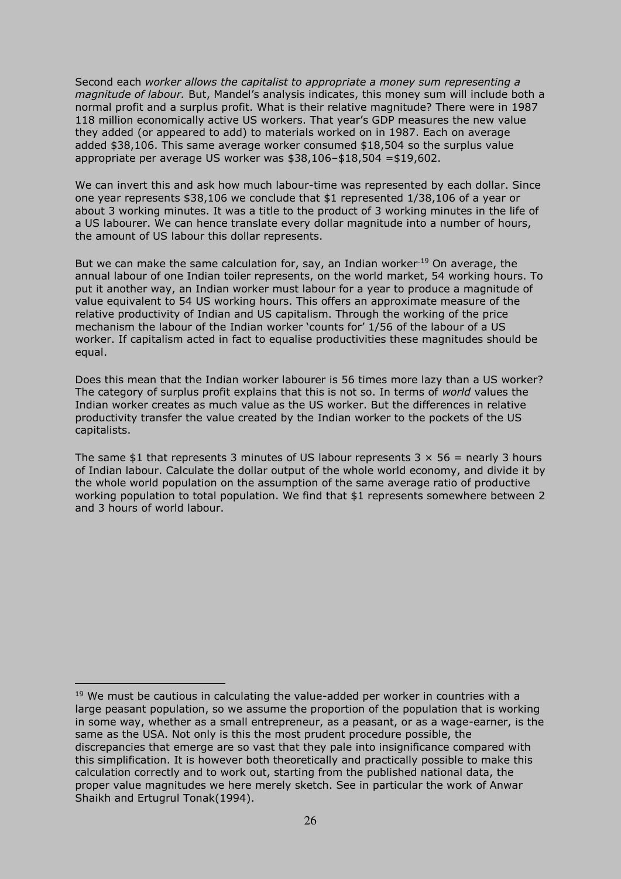Second each *worker allows the capitalist to appropriate a money sum representing a magnitude of labour.* But, Mandel's analysis indicates, this money sum will include both a normal profit and a surplus profit. What is their relative magnitude? There were in 1987 118 million economically active US workers. That year's GDP measures the new value they added (or appeared to add) to materials worked on in 1987. Each on average added $38,106. This same average worker consumed $18,504 so the surplus value appropriate per average US worker was $38,106–$18,504 =$19,602.

We can invert this and ask how much labour-time was represented by each dollar. Since one year represents $38,106 we conclude that $1 represented 1/38,106 of a year or about 3 working minutes. It was a title to the product of 3 working minutes in the life of a US labourer. We can hence translate every dollar magnitude into a number of hours, the amount of US labour this dollar represents.

But we can make the same calculation for, say, an Indian worker.[19] On average, the annual labour of one Indian toiler represents, on the world market, 54 working hours. To put it another way, an Indian worker must labour for a year to produce a magnitude of value equivalent to 54 US working hours. This offers an approximate measure of the relative productivity of Indian and US capitalism. Through the working of the price mechanism the labour of the Indian worker 'counts for' 1/56 of the labour of a US worker. If capitalism acted in fact to equalise productivities these magnitudes should be equal.

Does this mean that the Indian worker labourer is 56 times more lazy than a US worker? The category of surplus profit explains that this is not so. In terms of *world* values the Indian worker creates as much value as the US worker. But the differences in relative productivity transfer the value created by the Indian worker to the pockets of the US capitalists.

The same $1 that represents 3 minutes of US labour represents $3 \times 56$ = nearly 3 hours of Indian labour. Calculate the dollar output of the whole world economy, and divide it by the whole world population on the assumption of the same average ratio of productive working population to total population. We find that $1 represents somewhere between 2 and 3 hours of world labour.

---

[19] We must be cautious in calculating the value-added per worker in countries with a large peasant population, so we assume the proportion of the population that is working in some way, whether as a small entrepreneur, as a peasant, or as a wage-earner, is the same as the USA. Not only is this the most prudent procedure possible, the discrepancies that emerge are so vast that they pale into insignificance compared with this simplification. It is however both theoretically and practically possible to make this calculation correctly and to work out, starting from the published national data, the proper value magnitudes we here merely sketch. See in particular the work of Anwar Shaikh and Ertugrul Tonak(1994).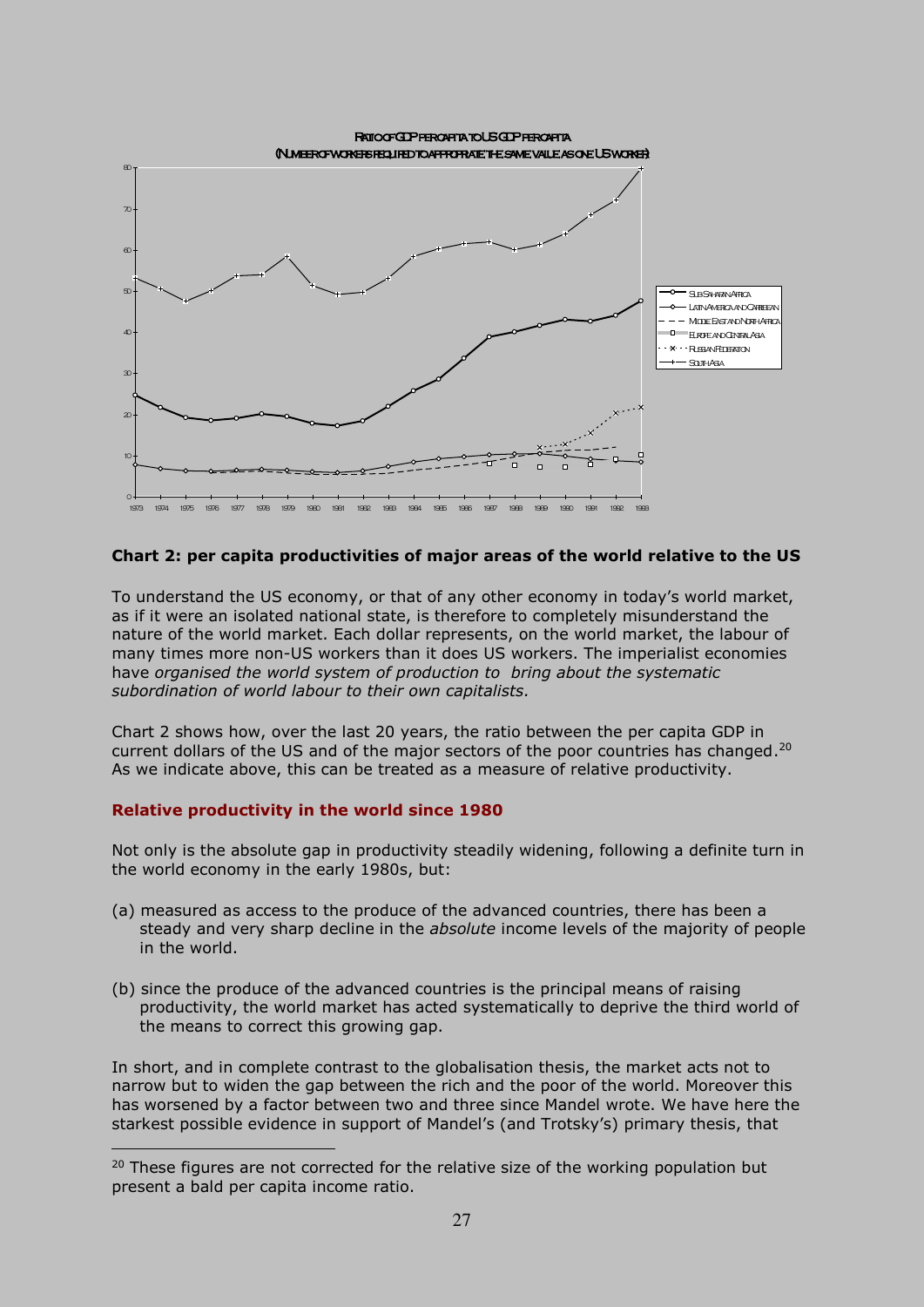**Chart 2: per capita productivities of major areas of the world relative to the US**

To understand the US economy, or that of any other economy in today's world market, as if it were an isolated national state, is therefore to completely misunderstand the nature of the world market. Each dollar represents, on the world market, the labour of many times more non-US workers than it does US workers. The imperialist economies have *organised the world system of production to bring about the systematic subordination of world labour to their own capitalists.*

Chart 2 shows how, over the last 20 years, the ratio between the per capita GDP in current dollars of the US and of the major sectors of the poor countries has changed.[20] As we indicate above, this can be treated as a measure of relative productivity.

### Relative productivity in the world since 1980

Not only is the absolute gap in productivity steadily widening, following a definite turn in the world economy in the early 1980s, but:

(a) measured as access to the produce of the advanced countries, there has been a steady and very sharp decline in the *absolute* income levels of the majority of people in the world.

(b) since the produce of the advanced countries is the principal means of raising productivity, the world market has acted systematically to deprive the third world of the means to correct this growing gap.

In short, and in complete contrast to the globalisation thesis, the market acts not to narrow but to widen the gap between the rich and the poor of the world. Moreover this has worsened by a factor between two and three since Mandel wrote. We have here the starkest possible evidence in support of Mandel's (and Trotsky's) primary thesis, that

[20] These figures are not corrected for the relative size of the working population but present a bald per capita income ratio.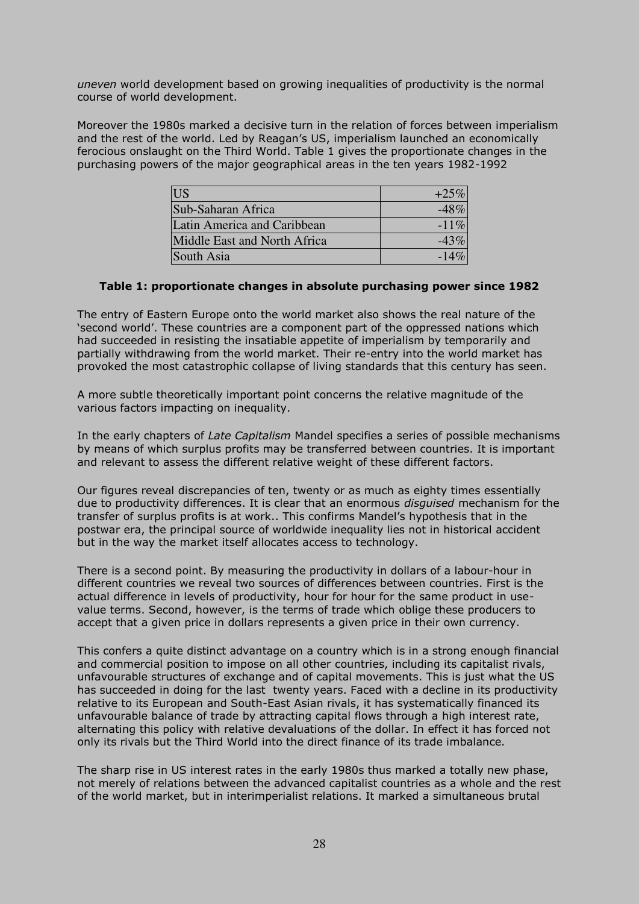*uneven* world development based on growing inequalities of productivity is the normal course of world development.

Moreover the 1980s marked a decisive turn in the relation of forces between imperialism and the rest of the world. Led by Reagan's US, imperialism launched an economically ferocious onslaught on the Third World. Table 1 gives the proportionate changes in the purchasing powers of the major geographical areas in the ten years 1982-1992

| US | +25% |
|---|---|
| Sub-Saharan Africa | -48% |
| Latin America and Caribbean | -11% |
| Middle East and North Africa | -43% |
| South Asia | -14% |

**Table 1: proportionate changes in absolute purchasing power since 1982**

The entry of Eastern Europe onto the world market also shows the real nature of the 'second world'. These countries are a component part of the oppressed nations which had succeeded in resisting the insatiable appetite of imperialism by temporarily and partially withdrawing from the world market. Their re-entry into the world market has provoked the most catastrophic collapse of living standards that this century has seen.

A more subtle theoretically important point concerns the relative magnitude of the various factors impacting on inequality.

In the early chapters of *Late Capitalism* Mandel specifies a series of possible mechanisms by means of which surplus profits may be transferred between countries. It is important and relevant to assess the different relative weight of these different factors.

Our figures reveal discrepancies of ten, twenty or as much as eighty times essentially due to productivity differences. It is clear that an enormous *disguised* mechanism for the transfer of surplus profits is at work.. This confirms Mandel's hypothesis that in the postwar era, the principal source of worldwide inequality lies not in historical accident but in the way the market itself allocates access to technology.

There is a second point. By measuring the productivity in dollars of a labour-hour in different countries we reveal two sources of differences between countries. First is the actual difference in levels of productivity, hour for hour for the same product in use-value terms. Second, however, is the terms of trade which oblige these producers to accept that a given price in dollars represents a given price in their own currency.

This confers a quite distinct advantage on a country which is in a strong enough financial and commercial position to impose on all other countries, including its capitalist rivals, unfavourable structures of exchange and of capital movements. This is just what the US has succeeded in doing for the last twenty years. Faced with a decline in its productivity relative to its European and South-East Asian rivals, it has systematically financed its unfavourable balance of trade by attracting capital flows through a high interest rate, alternating this policy with relative devaluations of the dollar. In effect it has forced not only its rivals but the Third World into the direct finance of its trade imbalance.

The sharp rise in US interest rates in the early 1980s thus marked a totally new phase, not merely of relations between the advanced capitalist countries as a whole and the rest of the world market, but in interimperialist relations. It marked a simultaneous brutal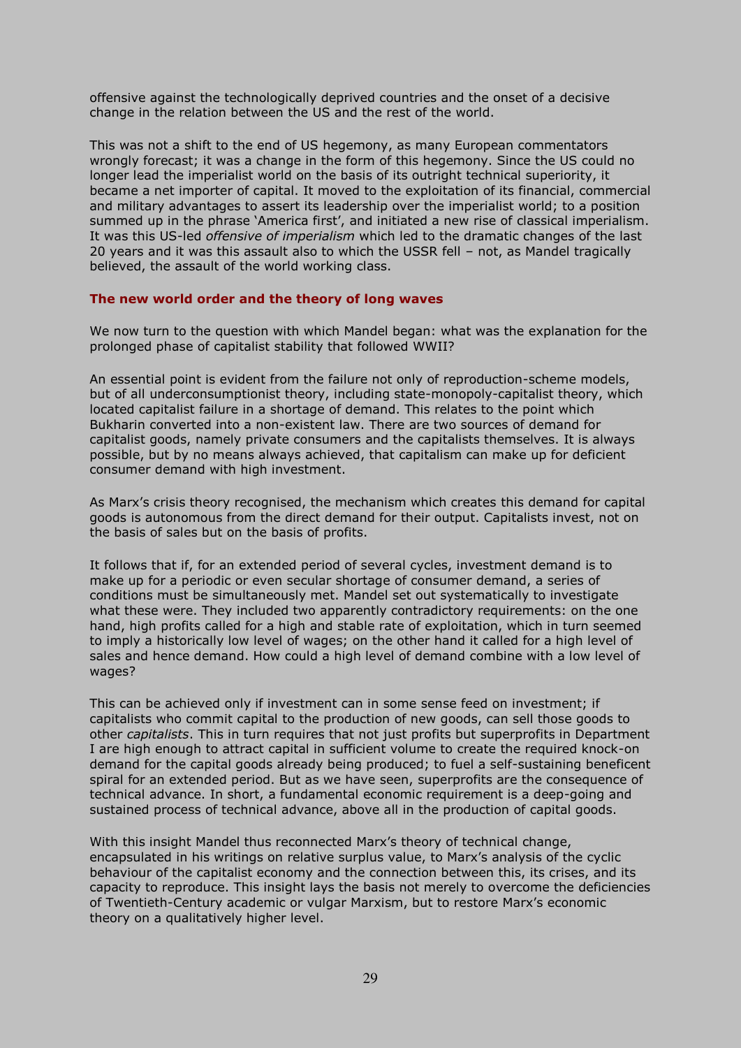offensive against the technologically deprived countries and the onset of a decisive change in the relation between the US and the rest of the world.

This was not a shift to the end of US hegemony, as many European commentators wrongly forecast; it was a change in the form of this hegemony. Since the US could no longer lead the imperialist world on the basis of its outright technical superiority, it became a net importer of capital. It moved to the exploitation of its financial, commercial and military advantages to assert its leadership over the imperialist world; to a position summed up in the phrase 'America first', and initiated a new rise of classical imperialism. It was this US-led *offensive of imperialism* which led to the dramatic changes of the last 20 years and it was this assault also to which the USSR fell – not, as Mandel tragically believed, the assault of the world working class.

### The new world order and the theory of long waves

We now turn to the question with which Mandel began: what was the explanation for the prolonged phase of capitalist stability that followed WWII?

An essential point is evident from the failure not only of reproduction-scheme models, but of all underconsumptionist theory, including state-monopoly-capitalist theory, which located capitalist failure in a shortage of demand. This relates to the point which Bukharin converted into a non-existent law. There are two sources of demand for capitalist goods, namely private consumers and the capitalists themselves. It is always possible, but by no means always achieved, that capitalism can make up for deficient consumer demand with high investment.

As Marx's crisis theory recognised, the mechanism which creates this demand for capital goods is autonomous from the direct demand for their output. Capitalists invest, not on the basis of sales but on the basis of profits.

It follows that if, for an extended period of several cycles, investment demand is to make up for a periodic or even secular shortage of consumer demand, a series of conditions must be simultaneously met. Mandel set out systematically to investigate what these were. They included two apparently contradictory requirements: on the one hand, high profits called for a high and stable rate of exploitation, which in turn seemed to imply a historically low level of wages; on the other hand it called for a high level of sales and hence demand. How could a high level of demand combine with a low level of wages?

This can be achieved only if investment can in some sense feed on investment; if capitalists who commit capital to the production of new goods, can sell those goods to other *capitalists*. This in turn requires that not just profits but superprofits in Department I are high enough to attract capital in sufficient volume to create the required knock-on demand for the capital goods already being produced; to fuel a self-sustaining beneficent spiral for an extended period. But as we have seen, superprofits are the consequence of technical advance. In short, a fundamental economic requirement is a deep-going and sustained process of technical advance, above all in the production of capital goods.

With this insight Mandel thus reconnected Marx's theory of technical change, encapsulated in his writings on relative surplus value, to Marx's analysis of the cyclic behaviour of the capitalist economy and the connection between this, its crises, and its capacity to reproduce. This insight lays the basis not merely to overcome the deficiencies of Twentieth-Century academic or vulgar Marxism, but to restore Marx's economic theory on a qualitatively higher level.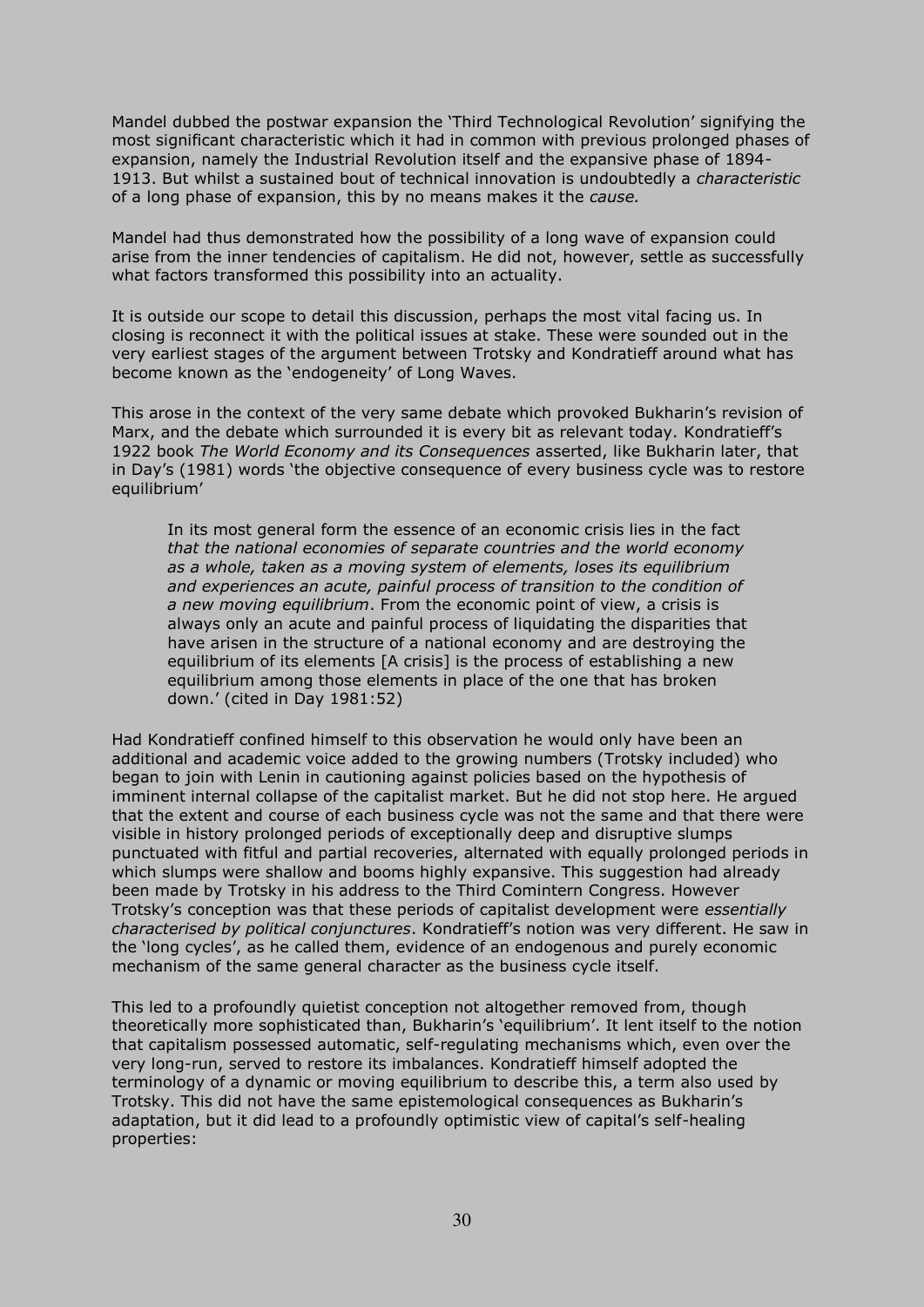Mandel dubbed the postwar expansion the 'Third Technological Revolution' signifying the most significant characteristic which it had in common with previous prolonged phases of expansion, namely the Industrial Revolution itself and the expansive phase of 1894-1913. But whilst a sustained bout of technical innovation is undoubtedly a *characteristic* of a long phase of expansion, this by no means makes it the *cause.*

Mandel had thus demonstrated how the possibility of a long wave of expansion could arise from the inner tendencies of capitalism. He did not, however, settle as successfully what factors transformed this possibility into an actuality.

It is outside our scope to detail this discussion, perhaps the most vital facing us. In closing is reconnect it with the political issues at stake. These were sounded out in the very earliest stages of the argument between Trotsky and Kondratieff around what has become known as the 'endogeneity' of Long Waves.

This arose in the context of the very same debate which provoked Bukharin's revision of Marx, and the debate which surrounded it is every bit as relevant today. Kondratieff's 1922 book *The World Economy and its Consequences* asserted, like Bukharin later, that in Day's (1981) words 'the objective consequence of every business cycle was to restore equilibrium'

> In its most general form the essence of an economic crisis lies in the fact *that the national economies of separate countries and the world economy as a whole, taken as a moving system of elements, loses its equilibrium and experiences an acute, painful process of transition to the condition of a new moving equilibrium*. From the economic point of view, a crisis is always only an acute and painful process of liquidating the disparities that have arisen in the structure of a national economy and are destroying the equilibrium of its elements [A crisis] is the process of establishing a new equilibrium among those elements in place of the one that has broken down.' (cited in Day 1981:52)

Had Kondratieff confined himself to this observation he would only have been an additional and academic voice added to the growing numbers (Trotsky included) who began to join with Lenin in cautioning against policies based on the hypothesis of imminent internal collapse of the capitalist market. But he did not stop here. He argued that the extent and course of each business cycle was not the same and that there were visible in history prolonged periods of exceptionally deep and disruptive slumps punctuated with fitful and partial recoveries, alternated with equally prolonged periods in which slumps were shallow and booms highly expansive. This suggestion had already been made by Trotsky in his address to the Third Comintern Congress. However Trotsky's conception was that these periods of capitalist development were *essentially characterised by political conjunctures*. Kondratieff's notion was very different. He saw in the 'long cycles', as he called them, evidence of an endogenous and purely economic mechanism of the same general character as the business cycle itself.

This led to a profoundly quietist conception not altogether removed from, though theoretically more sophisticated than, Bukharin's 'equilibrium'. It lent itself to the notion that capitalism possessed automatic, self-regulating mechanisms which, even over the very long-run, served to restore its imbalances. Kondratieff himself adopted the terminology of a dynamic or moving equilibrium to describe this, a term also used by Trotsky. This did not have the same epistemological consequences as Bukharin's adaptation, but it did lead to a profoundly optimistic view of capital's self-healing properties: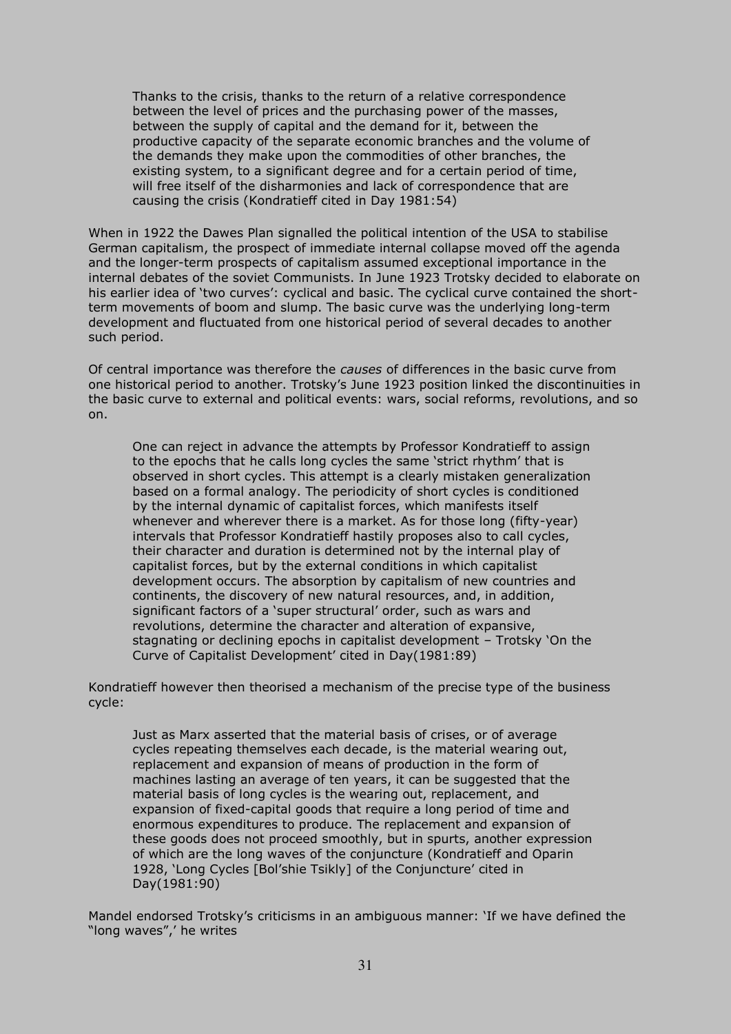> Thanks to the crisis, thanks to the return of a relative correspondence between the level of prices and the purchasing power of the masses, between the supply of capital and the demand for it, between the productive capacity of the separate economic branches and the volume of the demands they make upon the commodities of other branches, the existing system, to a significant degree and for a certain period of time, will free itself of the disharmonies and lack of correspondence that are causing the crisis (Kondratieff cited in Day 1981:54)

When in 1922 the Dawes Plan signalled the political intention of the USA to stabilise German capitalism, the prospect of immediate internal collapse moved off the agenda and the longer-term prospects of capitalism assumed exceptional importance in the internal debates of the soviet Communists. In June 1923 Trotsky decided to elaborate on his earlier idea of 'two curves': cyclical and basic. The cyclical curve contained the short-term movements of boom and slump. The basic curve was the underlying long-term development and fluctuated from one historical period of several decades to another such period.

Of central importance was therefore the *causes* of differences in the basic curve from one historical period to another. Trotsky's June 1923 position linked the discontinuities in the basic curve to external and political events: wars, social reforms, revolutions, and so on.

> One can reject in advance the attempts by Professor Kondratieff to assign to the epochs that he calls long cycles the same 'strict rhythm' that is observed in short cycles. This attempt is a clearly mistaken generalization based on a formal analogy. The periodicity of short cycles is conditioned by the internal dynamic of capitalist forces, which manifests itself whenever and wherever there is a market. As for those long (fifty-year) intervals that Professor Kondratieff hastily proposes also to call cycles, their character and duration is determined not by the internal play of capitalist forces, but by the external conditions in which capitalist development occurs. The absorption by capitalism of new countries and continents, the discovery of new natural resources, and, in addition, significant factors of a 'super structural' order, such as wars and revolutions, determine the character and alteration of expansive, stagnating or declining epochs in capitalist development – Trotsky 'On the Curve of Capitalist Development' cited in Day(1981:89)

Kondratieff however then theorised a mechanism of the precise type of the business cycle:

> Just as Marx asserted that the material basis of crises, or of average cycles repeating themselves each decade, is the material wearing out, replacement and expansion of means of production in the form of machines lasting an average of ten years, it can be suggested that the material basis of long cycles is the wearing out, replacement, and expansion of fixed-capital goods that require a long period of time and enormous expenditures to produce. The replacement and expansion of these goods does not proceed smoothly, but in spurts, another expression of which are the long waves of the conjuncture (Kondratieff and Oparin 1928, 'Long Cycles [Bol'shie Tsikly] of the Conjuncture' cited in Day(1981:90)

Mandel endorsed Trotsky's criticisms in an ambiguous manner: 'If we have defined the "long waves",' he writes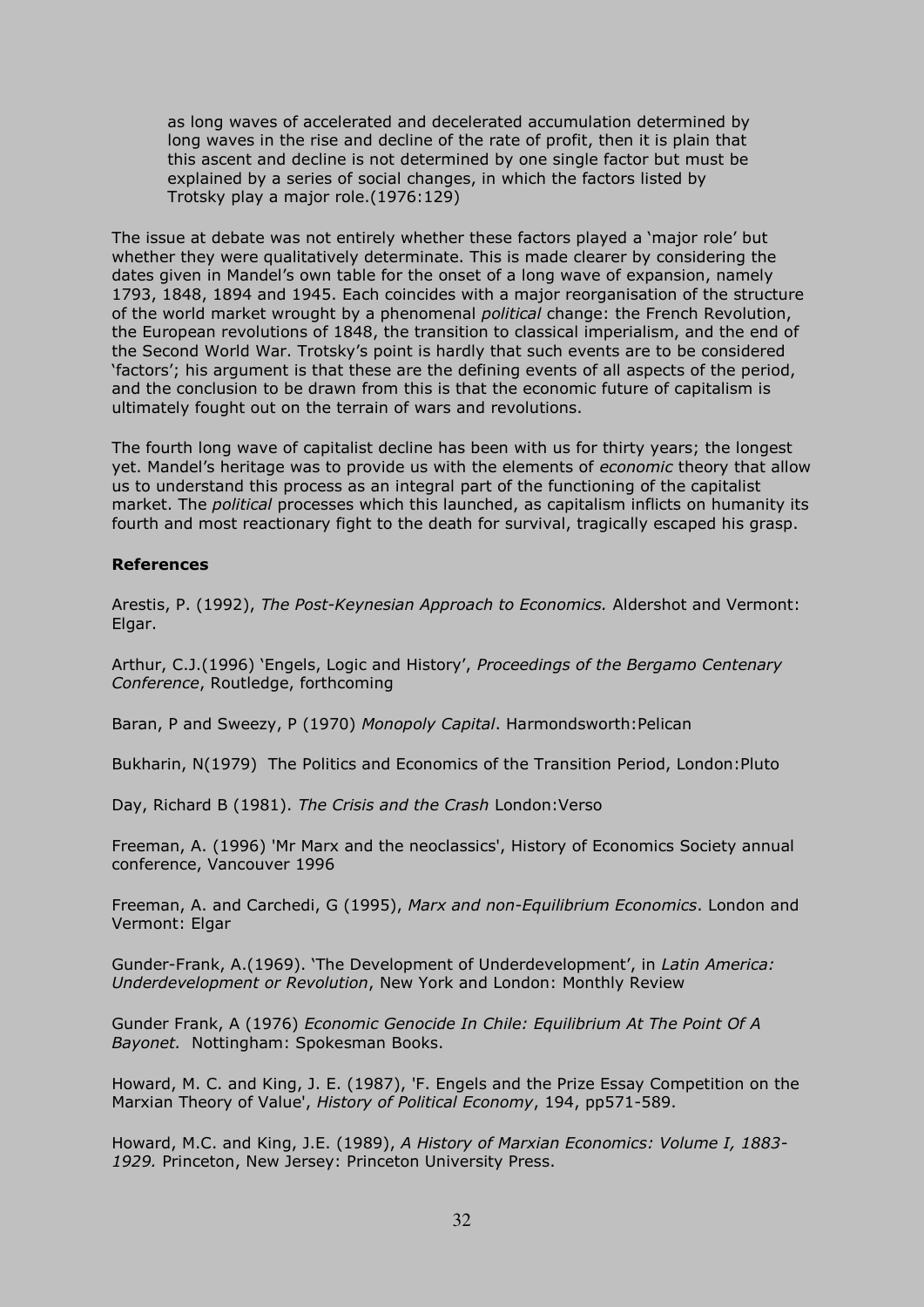> as long waves of accelerated and decelerated accumulation determined by long waves in the rise and decline of the rate of profit, then it is plain that this ascent and decline is not determined by one single factor but must be explained by a series of social changes, in which the factors listed by Trotsky play a major role.(1976:129)

The issue at debate was not entirely whether these factors played a 'major role' but whether they were qualitatively determinate. This is made clearer by considering the dates given in Mandel's own table for the onset of a long wave of expansion, namely 1793, 1848, 1894 and 1945. Each coincides with a major reorganisation of the structure of the world market wrought by a phenomenal *political* change: the French Revolution, the European revolutions of 1848, the transition to classical imperialism, and the end of the Second World War. Trotsky's point is hardly that such events are to be considered 'factors'; his argument is that these are the defining events of all aspects of the period, and the conclusion to be drawn from this is that the economic future of capitalism is ultimately fought out on the terrain of wars and revolutions.

The fourth long wave of capitalist decline has been with us for thirty years; the longest yet. Mandel's heritage was to provide us with the elements of *economic* theory that allow us to understand this process as an integral part of the functioning of the capitalist market. The *political* processes which this launched, as capitalism inflicts on humanity its fourth and most reactionary fight to the death for survival, tragically escaped his grasp.

**References**

Arestis, P. (1992), *The Post-Keynesian Approach to Economics.* Aldershot and Vermont: Elgar.

Arthur, C.J.(1996) 'Engels, Logic and History', *Proceedings of the Bergamo Centenary Conference*, Routledge, forthcoming

Baran, P and Sweezy, P (1970) *Monopoly Capital*. Harmondsworth:Pelican

Bukharin, N(1979) The Politics and Economics of the Transition Period, London:Pluto

Day, Richard B (1981). *The Crisis and the Crash* London:Verso

Freeman, A. (1996) 'Mr Marx and the neoclassics', History of Economics Society annual conference, Vancouver 1996

Freeman, A. and Carchedi, G (1995), *Marx and non-Equilibrium Economics*. London and Vermont: Elgar

Gunder-Frank, A.(1969). 'The Development of Underdevelopment', in *Latin America: Underdevelopment or Revolution*, New York and London: Monthly Review

Gunder Frank, A (1976) *Economic Genocide In Chile: Equilibrium At The Point Of A Bayonet.* Nottingham: Spokesman Books.

Howard, M. C. and King, J. E. (1987), 'F. Engels and the Prize Essay Competition on the Marxian Theory of Value', *History of Political Economy*, 194, pp571-589.

Howard, M.C. and King, J.E. (1989), *A History of Marxian Economics: Volume I, 1883-1929.* Princeton, New Jersey: Princeton University Press.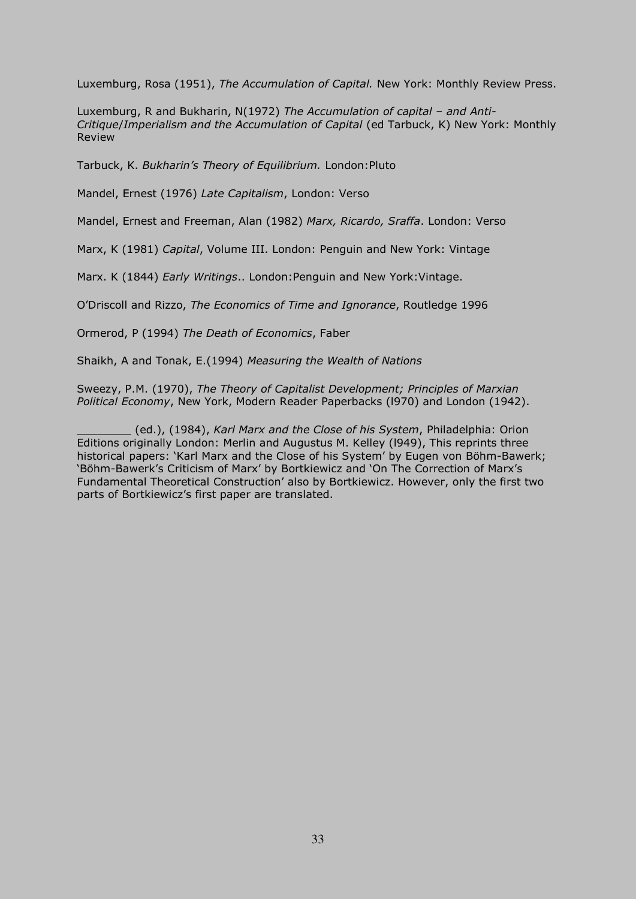Luxemburg, Rosa (1951), *The Accumulation of Capital.* New York: Monthly Review Press.

Luxemburg, R and Bukharin, N(1972) *The Accumulation of capital – and Anti-Critique/Imperialism and the Accumulation of Capital* (ed Tarbuck, K) New York: Monthly Review

Tarbuck, K. *Bukharin's Theory of Equilibrium.* London:Pluto

Mandel, Ernest (1976) *Late Capitalism*, London: Verso

Mandel, Ernest and Freeman, Alan (1982) *Marx, Ricardo, Sraffa*. London: Verso

Marx, K (1981) *Capital*, Volume III. London: Penguin and New York: Vintage

Marx. K (1844) *Early Writings*.. London:Penguin and New York:Vintage.

O'Driscoll and Rizzo, *The Economics of Time and Ignorance*, Routledge 1996

Ormerod, P (1994) *The Death of Economics*, Faber

Shaikh, A and Tonak, E.(1994) *Measuring the Wealth of Nations*

Sweezy, P.M. (1970), *The Theory of Capitalist Development; Principles of Marxian Political Economy*, New York, Modern Reader Paperbacks (l970) and London (1942).

________ (ed.), (1984), *Karl Marx and the Close of his System*, Philadelphia: Orion Editions originally London: Merlin and Augustus M. Kelley (l949), This reprints three historical papers: 'Karl Marx and the Close of his System' by Eugen von Böhm-Bawerk; 'Böhm-Bawerk's Criticism of Marx' by Bortkiewicz and 'On The Correction of Marx's Fundamental Theoretical Construction' also by Bortkiewicz. However, only the first two parts of Bortkiewicz's first paper are translated.